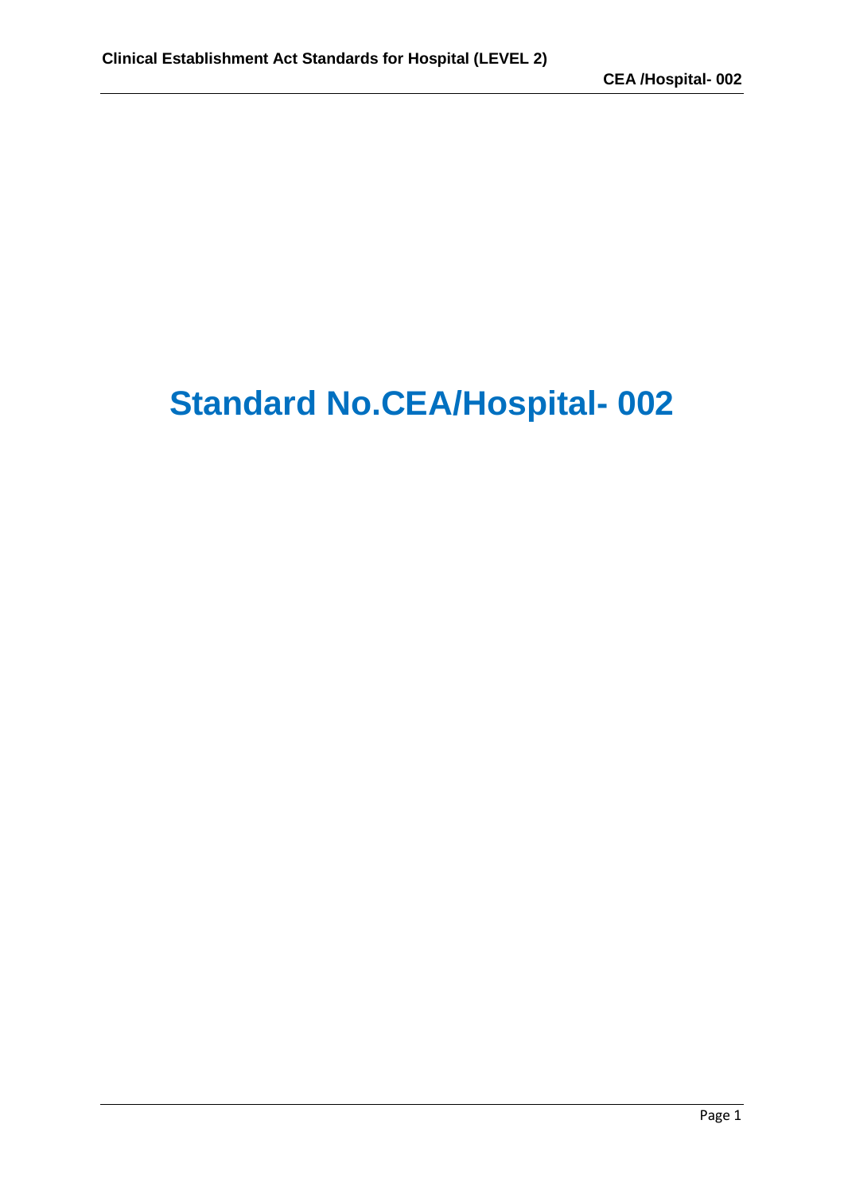# Standard No.CEA/Hospital- 002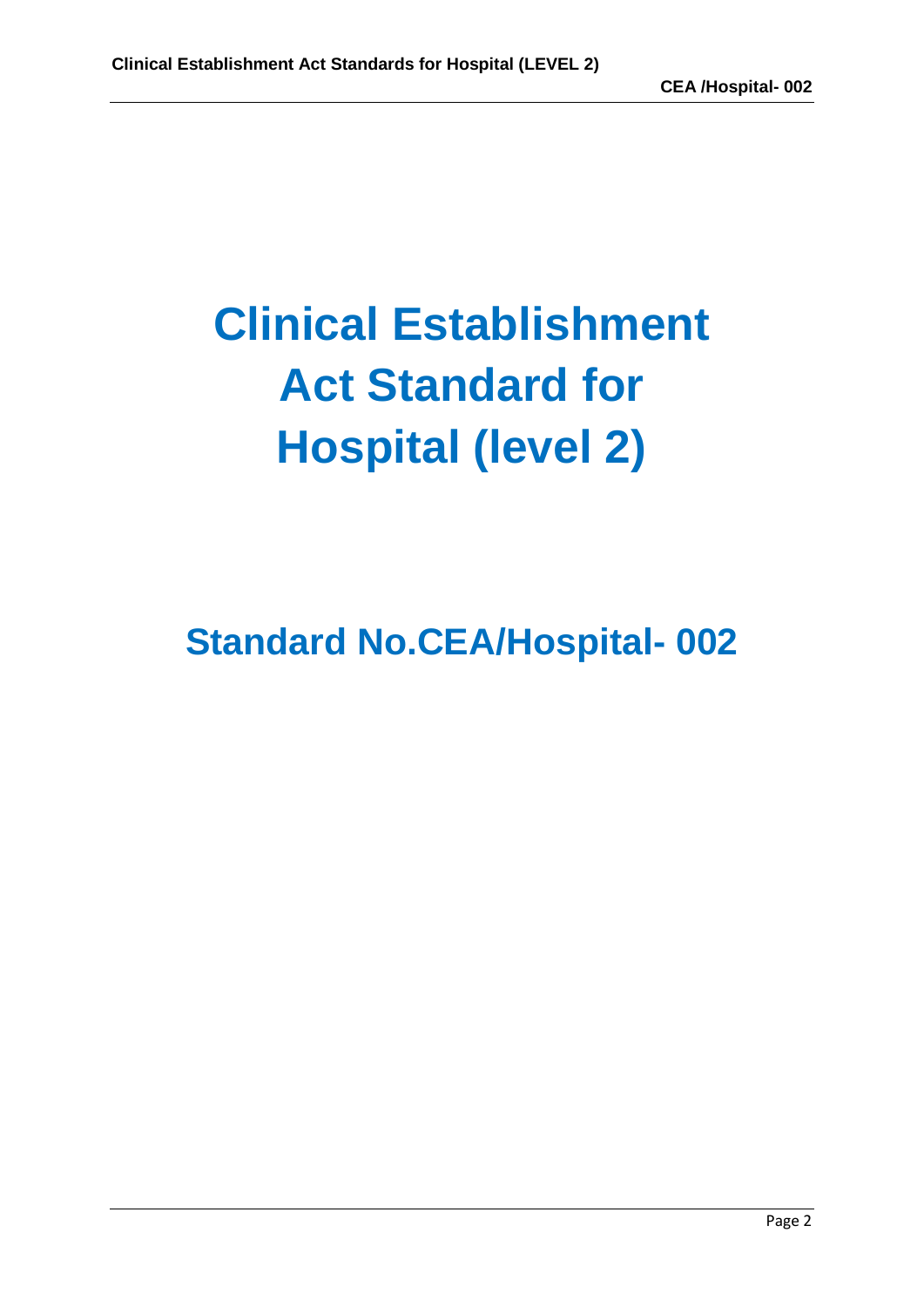# Clinical Establishment Act Standard for Hospital (level 2)

## Standard No.CEA/Hospital- 002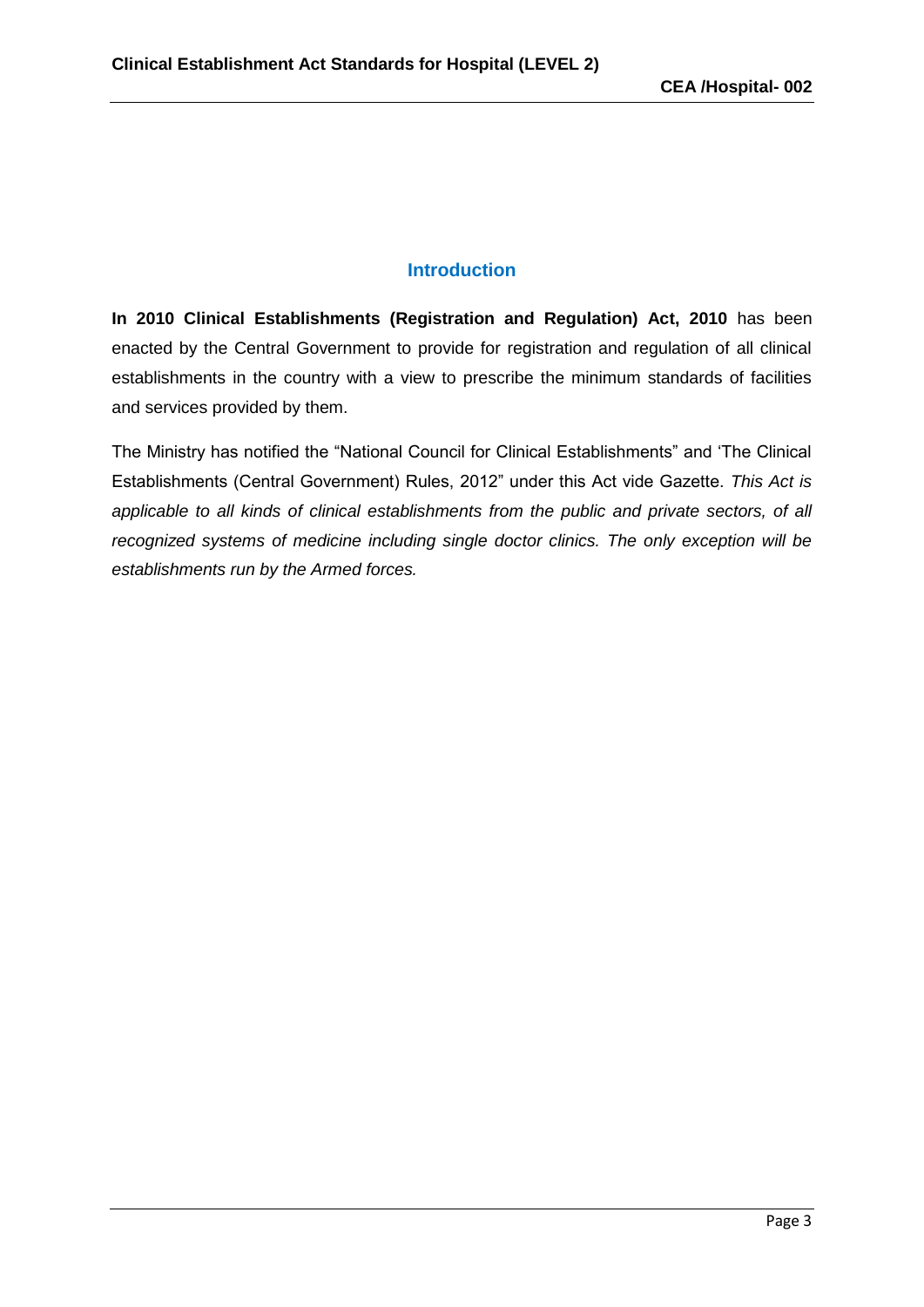## Introduction

**In 2010 Clinical Establishments (Registration and Regulation) Act, 2010** has been enacted by the Central Government to provide for registration and regulation of all clinical establishments in the country with a view to prescribe the minimum standards of facilities and services provided by them.

The Ministry has notified the "National Council for Clinical Establishments" and 'The Clinical Establishments (Central Government) Rules, 2012" under this Act vide Gazette. *This Act is applicable to all kinds of clinical establishments from the public and private sectors, of all recognized systems of medicine including single doctor clinics. The only exception will be establishments run by the Armed forces.*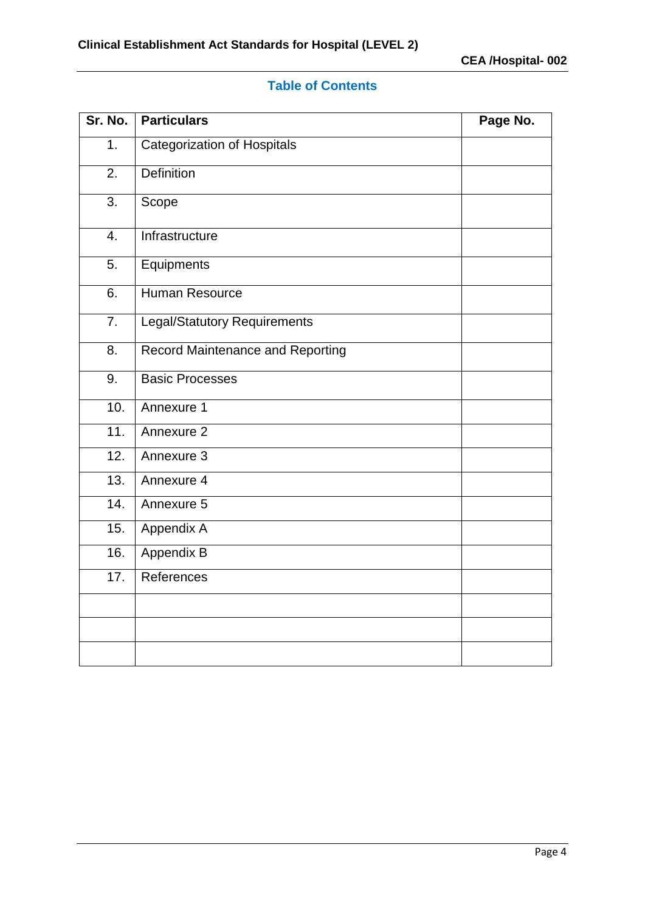## Table of Contents

| Sr. No. | Particulars | Page No. |
|---|---|---|
| 1. | Categorization of Hospitals | |
| 2. | Definition | |
| 3. | Scope | |
| 4. | Infrastructure | |
| 5. | Equipments | |
| 6. | Human Resource | |
| 7. | Legal/Statutory Requirements | |
| 8. | Record Maintenance and Reporting | |
| 9. | Basic Processes | |
| 10. | Annexure 1 | |
| 11. | Annexure 2 | |
| 12. | Annexure 3 | |
| 13. | Annexure 4 | |
| 14. | Annexure 5 | |
| 15. | Appendix A | |
| 16. | Appendix B | |
| 17. | References | |
| | | |
| | | |
| | | |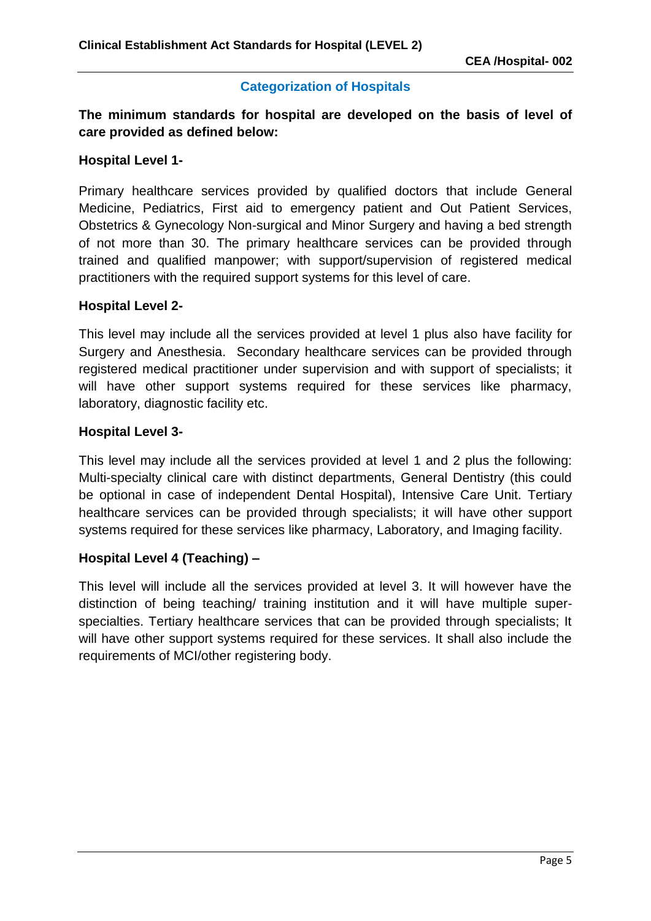## Categorization of Hospitals

**The minimum standards for hospital are developed on the basis of level of care provided as defined below:**

**Hospital Level 1-**

Primary healthcare services provided by qualified doctors that include General Medicine, Pediatrics, First aid to emergency patient and Out Patient Services, Obstetrics & Gynecology Non-surgical and Minor Surgery and having a bed strength of not more than 30. The primary healthcare services can be provided through trained and qualified manpower; with support/supervision of registered medical practitioners with the required support systems for this level of care.

**Hospital Level 2-**

This level may include all the services provided at level 1 plus also have facility for Surgery and Anesthesia. Secondary healthcare services can be provided through registered medical practitioner under supervision and with support of specialists; it will have other support systems required for these services like pharmacy, laboratory, diagnostic facility etc.

**Hospital Level 3-**

This level may include all the services provided at level 1 and 2 plus the following: Multi-specialty clinical care with distinct departments, General Dentistry (this could be optional in case of independent Dental Hospital), Intensive Care Unit. Tertiary healthcare services can be provided through specialists; it will have other support systems required for these services like pharmacy, Laboratory, and Imaging facility.

**Hospital Level 4 (Teaching) –**

This level will include all the services provided at level 3. It will however have the distinction of being teaching/ training institution and it will have multiple super-specialties. Tertiary healthcare services that can be provided through specialists; It will have other support systems required for these services. It shall also include the requirements of MCI/other registering body.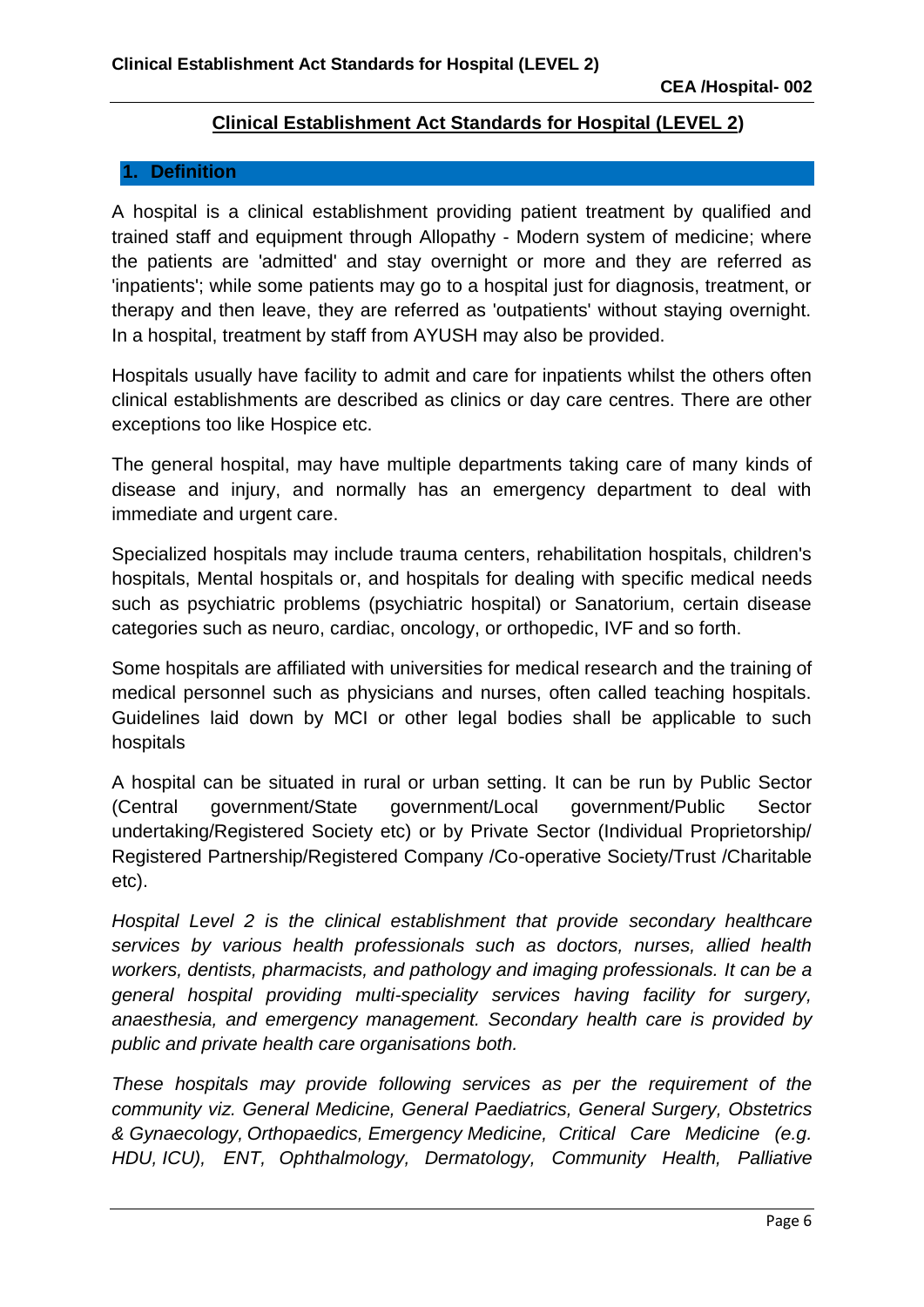# Clinical Establishment Act Standards for Hospital (LEVEL 2)

## 1. Definition

A hospital is a clinical establishment providing patient treatment by qualified and trained staff and equipment through Allopathy - Modern system of medicine; where the patients are 'admitted' and stay overnight or more and they are referred as 'inpatients'; while some patients may go to a hospital just for diagnosis, treatment, or therapy and then leave, they are referred as 'outpatients' without staying overnight. In a hospital, treatment by staff from AYUSH may also be provided.

Hospitals usually have facility to admit and care for inpatients whilst the others often clinical establishments are described as clinics or day care centres. There are other exceptions too like Hospice etc.

The general hospital, may have multiple departments taking care of many kinds of disease and injury, and normally has an emergency department to deal with immediate and urgent care.

Specialized hospitals may include trauma centers, rehabilitation hospitals, children's hospitals, Mental hospitals or, and hospitals for dealing with specific medical needs such as psychiatric problems (psychiatric hospital) or Sanatorium, certain disease categories such as neuro, cardiac, oncology, or orthopedic, IVF and so forth.

Some hospitals are affiliated with universities for medical research and the training of medical personnel such as physicians and nurses, often called teaching hospitals. Guidelines laid down by MCI or other legal bodies shall be applicable to such hospitals

A hospital can be situated in rural or urban setting. It can be run by Public Sector (Central government/State government/Local government/Public Sector undertaking/Registered Society etc) or by Private Sector (Individual Proprietorship/ Registered Partnership/Registered Company /Co-operative Society/Trust /Charitable etc).

*Hospital Level 2 is the clinical establishment that provide secondary healthcare services by various health professionals such as doctors, nurses, allied health workers, dentists, pharmacists, and pathology and imaging professionals. It can be a general hospital providing multi-speciality services having facility for surgery, anaesthesia, and emergency management. Secondary health care is provided by public and private health care organisations both.*

*These hospitals may provide following services as per the requirement of the community viz. General Medicine, General Paediatrics, General Surgery, Obstetrics & Gynaecology, Orthopaedics, Emergency Medicine, Critical Care Medicine (e.g. HDU, ICU), ENT, Ophthalmology, Dermatology, Community Health, Palliative*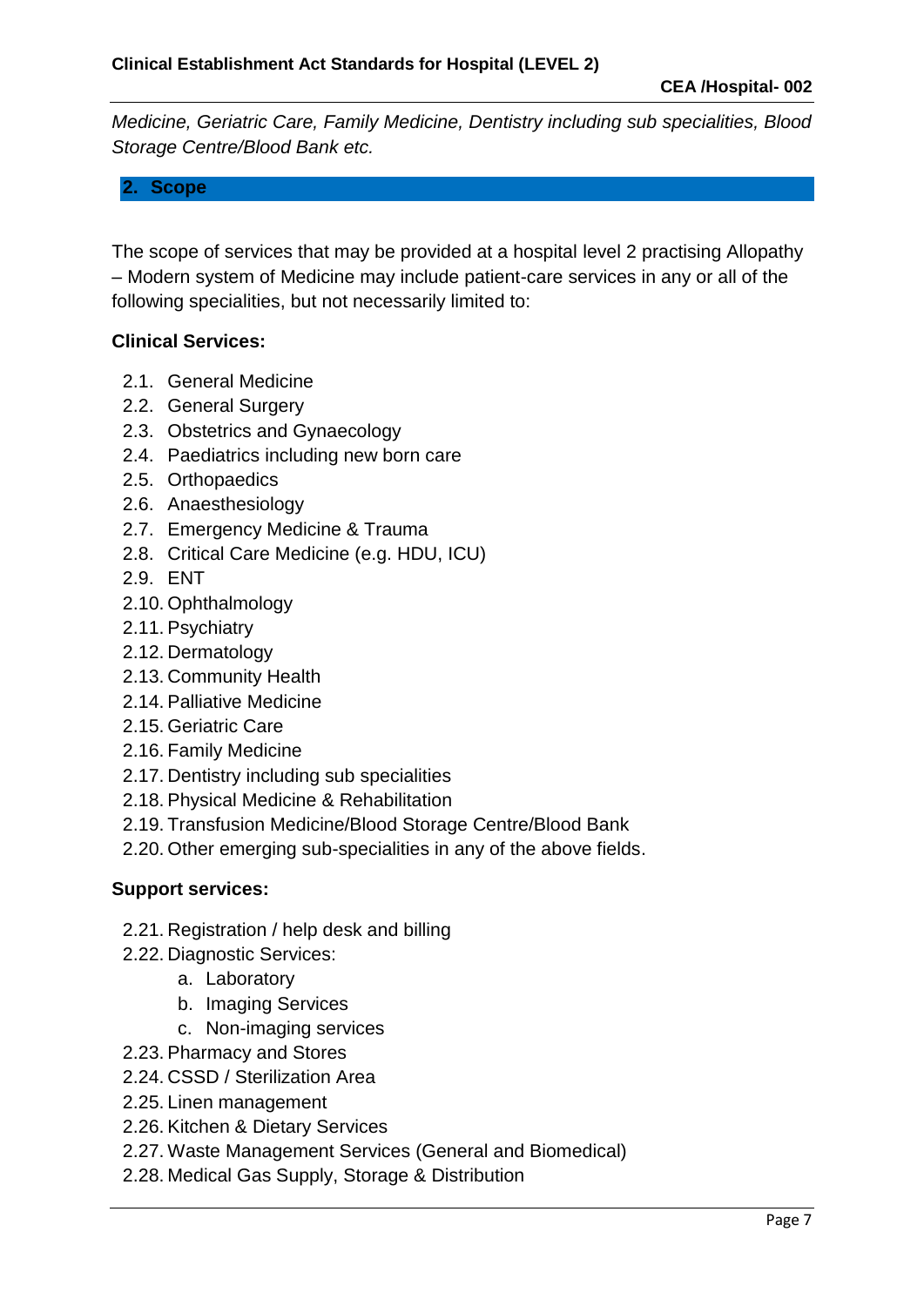*Medicine, Geriatric Care, Family Medicine, Dentistry including sub specialities, Blood Storage Centre/Blood Bank etc.*

## 2. Scope

The scope of services that may be provided at a hospital level 2 practising Allopathy – Modern system of Medicine may include patient-care services in any or all of the following specialities, but not necessarily limited to:

**Clinical Services:**

- 2.1. General Medicine
- 2.2. General Surgery
- 2.3. Obstetrics and Gynaecology
- 2.4. Paediatrics including new born care
- 2.5. Orthopaedics
- 2.6. Anaesthesiology
- 2.7. Emergency Medicine & Trauma
- 2.8. Critical Care Medicine (e.g. HDU, ICU)
- 2.9. ENT
- 2.10. Ophthalmology
- 2.11. Psychiatry
- 2.12. Dermatology
- 2.13. Community Health
- 2.14. Palliative Medicine
- 2.15. Geriatric Care
- 2.16. Family Medicine
- 2.17. Dentistry including sub specialities
- 2.18. Physical Medicine & Rehabilitation
- 2.19. Transfusion Medicine/Blood Storage Centre/Blood Bank
- 2.20. Other emerging sub-specialities in any of the above fields.

**Support services:**

- 2.21. Registration / help desk and billing
- 2.22. Diagnostic Services:
    - a. Laboratory
    - b. Imaging Services
    - c. Non-imaging services
- 2.23. Pharmacy and Stores
- 2.24. CSSD / Sterilization Area
- 2.25. Linen management
- 2.26. Kitchen & Dietary Services
- 2.27. Waste Management Services (General and Biomedical)
- 2.28. Medical Gas Supply, Storage & Distribution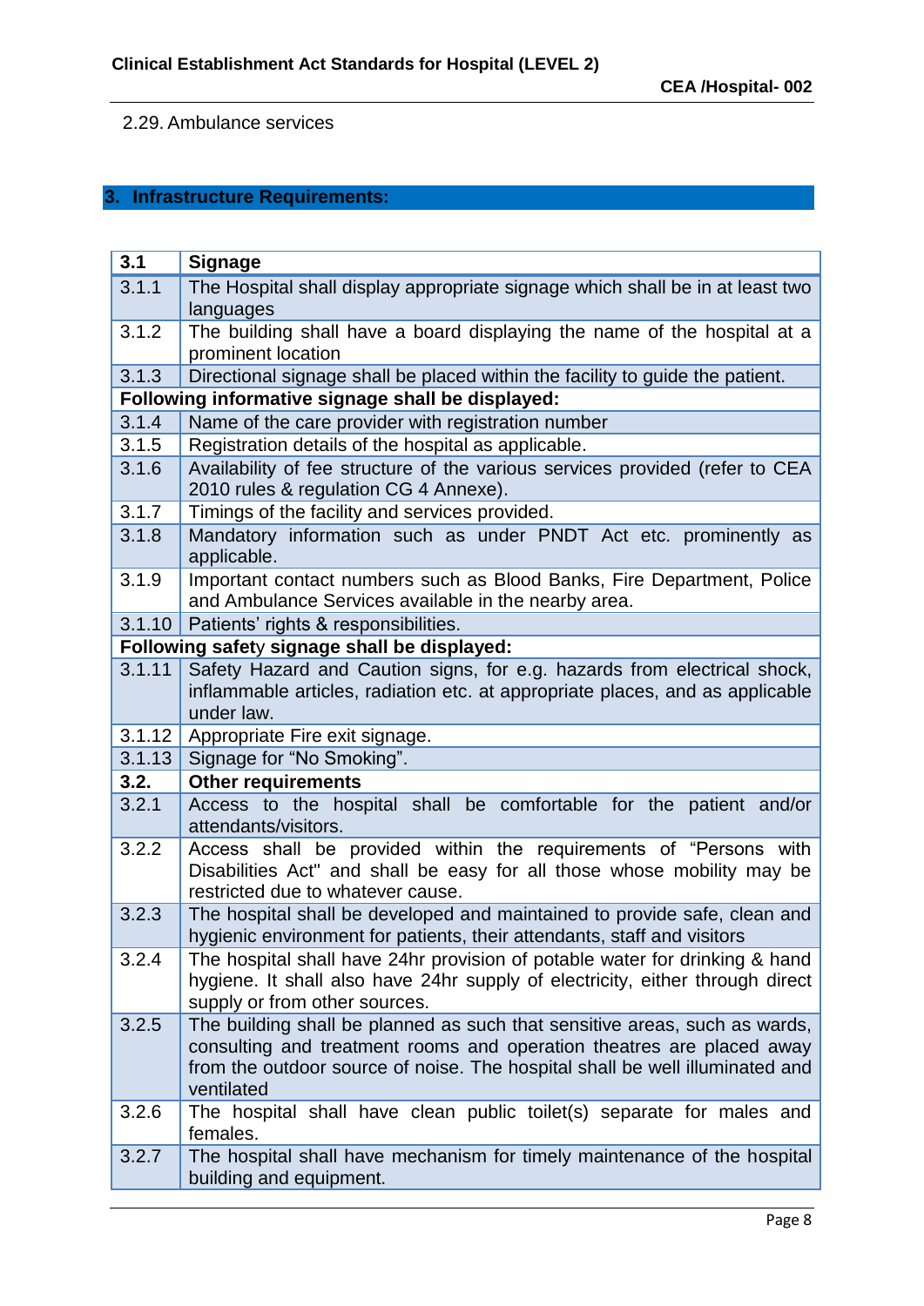2.29. Ambulance services

## 3. Infrastructure Requirements:

| 3.1 | Signage |
|---|---|
| 3.1.1 | The Hospital shall display appropriate signage which shall be in at least two languages |
| 3.1.2 | The building shall have a board displaying the name of the hospital at a prominent location |
| 3.1.3 | Directional signage shall be placed within the facility to guide the patient. |
| **Following informative signage shall be displayed:** | |
| 3.1.4 | Name of the care provider with registration number |
| 3.1.5 | Registration details of the hospital as applicable. |
| 3.1.6 | Availability of fee structure of the various services provided (refer to CEA 2010 rules & regulation CG 4 Annexe). |
| 3.1.7 | Timings of the facility and services provided. |
| 3.1.8 | Mandatory information such as under PNDT Act etc. prominently as applicable. |
| 3.1.9 | Important contact numbers such as Blood Banks, Fire Department, Police and Ambulance Services available in the nearby area. |
| 3.1.10 | Patients' rights & responsibilities. |
| **Following safety signage shall be displayed:** | |
| 3.1.11 | Safety Hazard and Caution signs, for e.g. hazards from electrical shock, inflammable articles, radiation etc. at appropriate places, and as applicable under law. |
| 3.1.12 | Appropriate Fire exit signage. |
| 3.1.13 | Signage for "No Smoking". |
| **3.2.** | **Other requirements** |
| 3.2.1 | Access to the hospital shall be comfortable for the patient and/or attendants/visitors. |
| 3.2.2 | Access shall be provided within the requirements of "Persons with Disabilities Act" and shall be easy for all those whose mobility may be restricted due to whatever cause. |
| 3.2.3 | The hospital shall be developed and maintained to provide safe, clean and hygienic environment for patients, their attendants, staff and visitors |
| 3.2.4 | The hospital shall have 24hr provision of potable water for drinking & hand hygiene. It shall also have 24hr supply of electricity, either through direct supply or from other sources. |
| 3.2.5 | The building shall be planned as such that sensitive areas, such as wards, consulting and treatment rooms and operation theatres are placed away from the outdoor source of noise. The hospital shall be well illuminated and ventilated |
| 3.2.6 | The hospital shall have clean public toilet(s) separate for males and females. |
| 3.2.7 | The hospital shall have mechanism for timely maintenance of the hospital building and equipment. |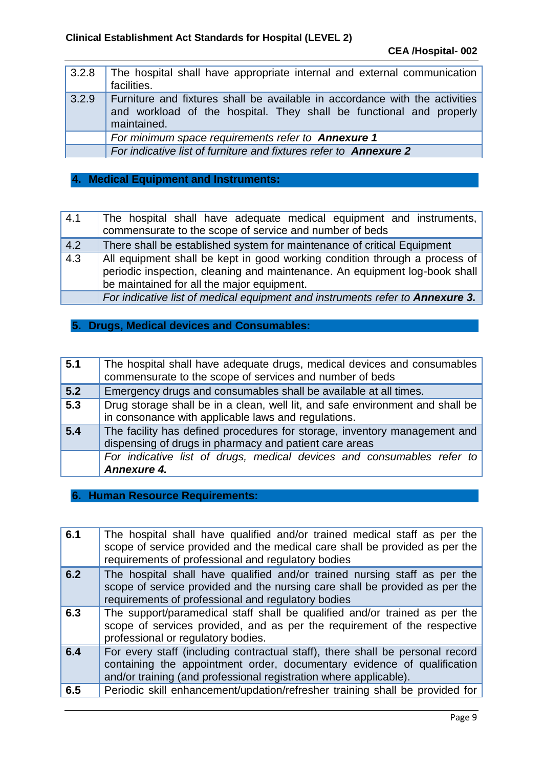| | |
|---|---|
| 3.2.8 | The hospital shall have appropriate internal and external communication facilities. |
| 3.2.9 | Furniture and fixtures shall be available in accordance with the activities and workload of the hospital. They shall be functional and properly maintained. |
| | *For minimum space requirements refer to* ***Annexure 1*** |
| | *For indicative list of furniture and fixtures refer to* ***Annexure 2*** |

## 4. Medical Equipment and Instruments:

| | |
|---|---|
| 4.1 | The hospital shall have adequate medical equipment and instruments, commensurate to the scope of service and number of beds |
| 4.2 | There shall be established system for maintenance of critical Equipment |
| 4.3 | All equipment shall be kept in good working condition through a process of periodic inspection, cleaning and maintenance. An equipment log-book shall be maintained for all the major equipment. |
| | *For indicative list of medical equipment and instruments refer to* ***Annexure 3.*** |

## 5. Drugs, Medical devices and Consumables:

| | |
|---|---|
| **5.1** | The hospital shall have adequate drugs, medical devices and consumables commensurate to the scope of services and number of beds |
| **5.2** | Emergency drugs and consumables shall be available at all times. |
| **5.3** | Drug storage shall be in a clean, well lit, and safe environment and shall be in consonance with applicable laws and regulations. |
| **5.4** | The facility has defined procedures for storage, inventory management and dispensing of drugs in pharmacy and patient care areas |
| | *For indicative list of drugs, medical devices and consumables refer to* ***Annexure 4.*** |

## 6. Human Resource Requirements:

| | |
|---|---|
| **6.1** | The hospital shall have qualified and/or trained medical staff as per the scope of service provided and the medical care shall be provided as per the requirements of professional and regulatory bodies |
| **6.2** | The hospital shall have qualified and/or trained nursing staff as per the scope of service provided and the nursing care shall be provided as per the requirements of professional and regulatory bodies |
| **6.3** | The support/paramedical staff shall be qualified and/or trained as per the scope of services provided, and as per the requirement of the respective professional or regulatory bodies. |
| **6.4** | For every staff (including contractual staff), there shall be personal record containing the appointment order, documentary evidence of qualification and/or training (and professional registration where applicable). |
| **6.5** | Periodic skill enhancement/updation/refresher training shall be provided for |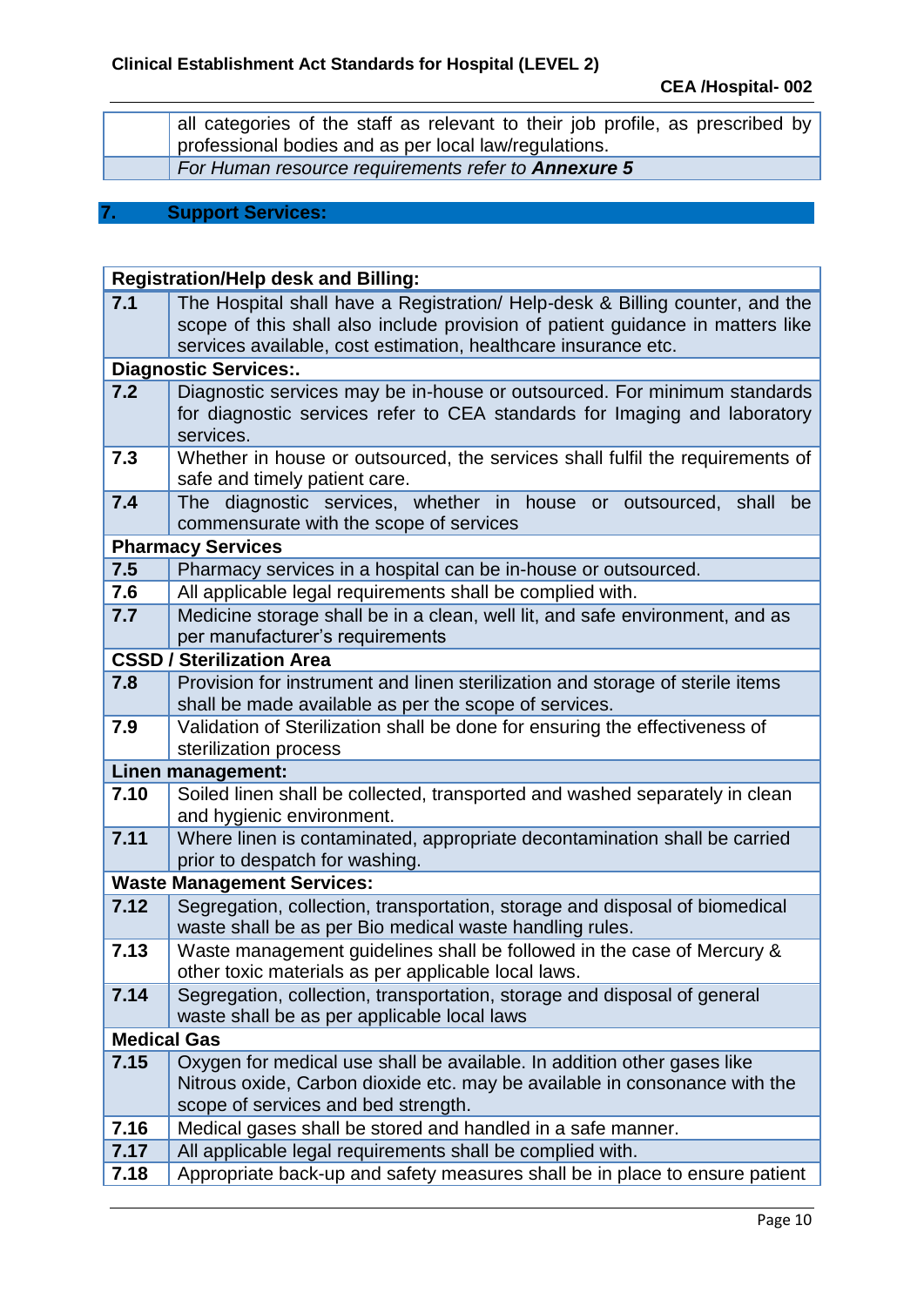| | |
|---|---|
| | all categories of the staff as relevant to their job profile, as prescribed by professional bodies and as per local law/regulations. |
| | *For Human resource requirements refer to* ***Annexure 5*** |

## 7. Support Services:

| **Registration/Help desk and Billing:** | |
|---|---|
| **7.1** | The Hospital shall have a Registration/ Help-desk & Billing counter, and the scope of this shall also include provision of patient guidance in matters like services available, cost estimation, healthcare insurance etc. |
| **Diagnostic Services:.** | |
| **7.2** | Diagnostic services may be in-house or outsourced. For minimum standards for diagnostic services refer to CEA standards for Imaging and laboratory services. |
| **7.3** | Whether in house or outsourced, the services shall fulfil the requirements of safe and timely patient care. |
| **7.4** | The diagnostic services, whether in house or outsourced, shall be commensurate with the scope of services |
| **Pharmacy Services** | |
| **7.5** | Pharmacy services in a hospital can be in-house or outsourced. |
| **7.6** | All applicable legal requirements shall be complied with. |
| **7.7** | Medicine storage shall be in a clean, well lit, and safe environment, and as per manufacturer's requirements |
| **CSSD / Sterilization Area** | |
| **7.8** | Provision for instrument and linen sterilization and storage of sterile items shall be made available as per the scope of services. |
| **7.9** | Validation of Sterilization shall be done for ensuring the effectiveness of sterilization process |
| **Linen management:** | |
| **7.10** | Soiled linen shall be collected, transported and washed separately in clean and hygienic environment. |
| **7.11** | Where linen is contaminated, appropriate decontamination shall be carried prior to despatch for washing. |
| **Waste Management Services:** | |
| **7.12** | Segregation, collection, transportation, storage and disposal of biomedical waste shall be as per Bio medical waste handling rules. |
| **7.13** | Waste management guidelines shall be followed in the case of Mercury & other toxic materials as per applicable local laws. |
| **7.14** | Segregation, collection, transportation, storage and disposal of general waste shall be as per applicable local laws |
| **Medical Gas** | |
| **7.15** | Oxygen for medical use shall be available. In addition other gases like Nitrous oxide, Carbon dioxide etc. may be available in consonance with the scope of services and bed strength. |
| **7.16** | Medical gases shall be stored and handled in a safe manner. |
| **7.17** | All applicable legal requirements shall be complied with. |
| **7.18** | Appropriate back-up and safety measures shall be in place to ensure patient |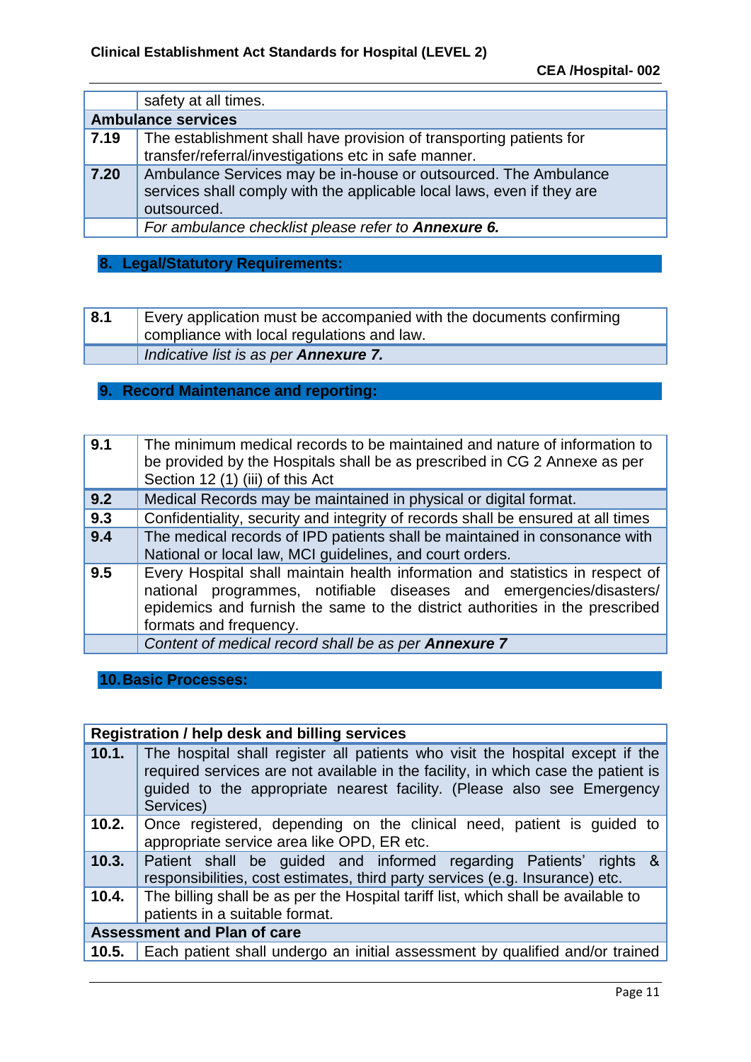| | |
|---|---|
| | safety at all times. |
| **Ambulance services** | |
| **7.19** | The establishment shall have provision of transporting patients for transfer/referral/investigations etc in safe manner. |
| **7.20** | Ambulance Services may be in-house or outsourced. The Ambulance services shall comply with the applicable local laws, even if they are outsourced. |
| | *For ambulance checklist please refer to **Annexure 6.*** |

## 8. Legal/Statutory Requirements:

| | |
|---|---|
| **8.1** | Every application must be accompanied with the documents confirming compliance with local regulations and law. |
| | *Indicative list is as per **Annexure 7.*** |

## 9. Record Maintenance and reporting:

| | |
|---|---|
| **9.1** | The minimum medical records to be maintained and nature of information to be provided by the Hospitals shall be as prescribed in CG 2 Annexe as per Section 12 (1) (iii) of this Act |
| **9.2** | Medical Records may be maintained in physical or digital format. |
| **9.3** | Confidentiality, security and integrity of records shall be ensured at all times |
| **9.4** | The medical records of IPD patients shall be maintained in consonance with National or local law, MCI guidelines, and court orders. |
| **9.5** | Every Hospital shall maintain health information and statistics in respect of national programmes, notifiable diseases and emergencies/disasters/ epidemics and furnish the same to the district authorities in the prescribed formats and frequency. |
| | *Content of medical record shall be as per **Annexure 7*** |

## 10. Basic Processes:

| | |
|---|---|
| **Registration / help desk and billing services** | |
| **10.1.** | The hospital shall register all patients who visit the hospital except if the required services are not available in the facility, in which case the patient is guided to the appropriate nearest facility. (Please also see Emergency Services) |
| **10.2.** | Once registered, depending on the clinical need, patient is guided to appropriate service area like OPD, ER etc. |
| **10.3.** | Patient shall be guided and informed regarding Patients' rights & responsibilities, cost estimates, third party services (e.g. Insurance) etc. |
| **10.4.** | The billing shall be as per the Hospital tariff list, which shall be available to patients in a suitable format. |
| **Assessment and Plan of care** | |
| **10.5.** | Each patient shall undergo an initial assessment by qualified and/or trained |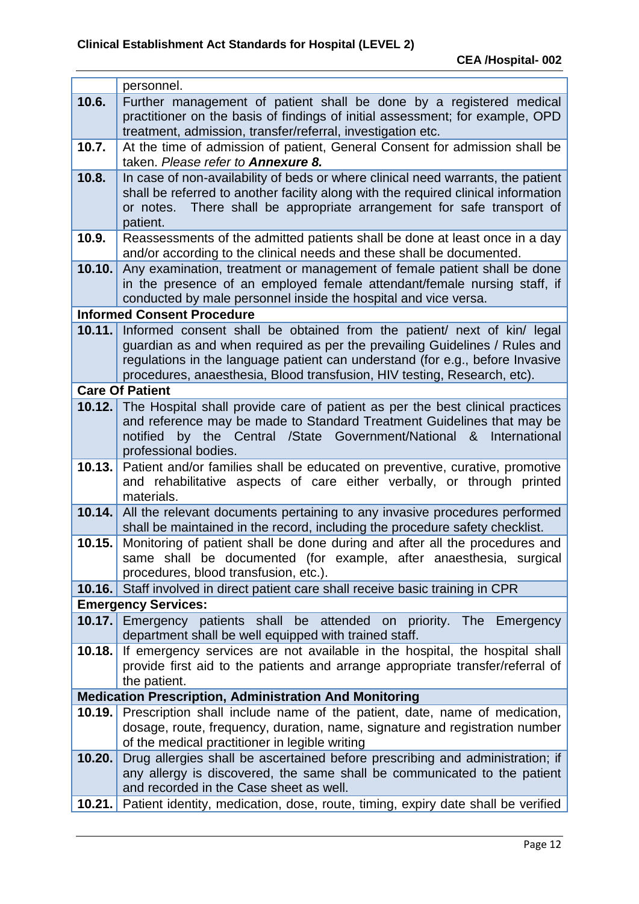| | |
|---|---|
| | personnel. |
| **10.6.** | Further management of patient shall be done by a registered medical practitioner on the basis of findings of initial assessment; for example, OPD treatment, admission, transfer/referral, investigation etc. |
| **10.7.** | At the time of admission of patient, General Consent for admission shall be taken. *Please refer to* ***Annexure 8.*** |
| **10.8.** | In case of non-availability of beds or where clinical need warrants, the patient shall be referred to another facility along with the required clinical information or notes. There shall be appropriate arrangement for safe transport of patient. |
| **10.9.** | Reassessments of the admitted patients shall be done at least once in a day and/or according to the clinical needs and these shall be documented. |
| **10.10.** | Any examination, treatment or management of female patient shall be done in the presence of an employed female attendant/female nursing staff, if conducted by male personnel inside the hospital and vice versa. |
| **Informed Consent Procedure** | |
| **10.11.** | Informed consent shall be obtained from the patient/ next of kin/ legal guardian as and when required as per the prevailing Guidelines / Rules and regulations in the language patient can understand (for e.g., before Invasive procedures, anaesthesia, Blood transfusion, HIV testing, Research, etc). |
| **Care Of Patient** | |
| **10.12.** | The Hospital shall provide care of patient as per the best clinical practices and reference may be made to Standard Treatment Guidelines that may be notified by the Central /State Government/National & International professional bodies. |
| **10.13.** | Patient and/or families shall be educated on preventive, curative, promotive and rehabilitative aspects of care either verbally, or through printed materials. |
| **10.14.** | All the relevant documents pertaining to any invasive procedures performed shall be maintained in the record, including the procedure safety checklist. |
| **10.15.** | Monitoring of patient shall be done during and after all the procedures and same shall be documented (for example, after anaesthesia, surgical procedures, blood transfusion, etc.). |
| **10.16.** | Staff involved in direct patient care shall receive basic training in CPR |
| **Emergency Services:** | |
| **10.17.** | Emergency patients shall be attended on priority. The Emergency department shall be well equipped with trained staff. |
| **10.18.** | If emergency services are not available in the hospital, the hospital shall provide first aid to the patients and arrange appropriate transfer/referral of the patient. |
| **Medication Prescription, Administration And Monitoring** | |
| **10.19.** | Prescription shall include name of the patient, date, name of medication, dosage, route, frequency, duration, name, signature and registration number of the medical practitioner in legible writing |
| **10.20.** | Drug allergies shall be ascertained before prescribing and administration; if any allergy is discovered, the same shall be communicated to the patient and recorded in the Case sheet as well. |
| **10.21.** | Patient identity, medication, dose, route, timing, expiry date shall be verified |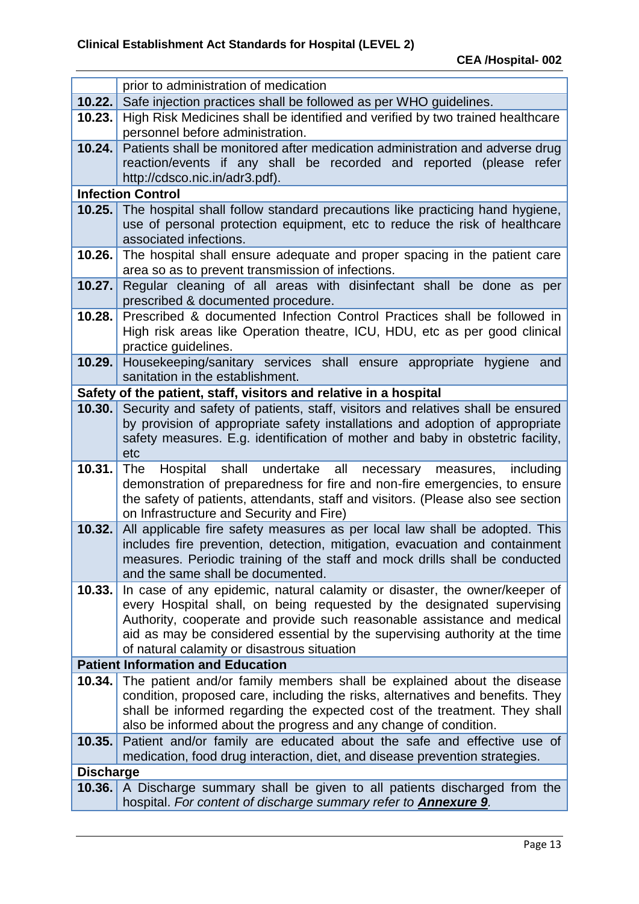| | |
|---|---|
| | prior to administration of medication |
| **10.22.** | Safe injection practices shall be followed as per WHO guidelines. |
| **10.23.** | High Risk Medicines shall be identified and verified by two trained healthcare personnel before administration. |
| **10.24.** | Patients shall be monitored after medication administration and adverse drug reaction/events if any shall be recorded and reported (please refer http://cdsco.nic.in/adr3.pdf). |
| **Infection Control** | |
| **10.25.** | The hospital shall follow standard precautions like practicing hand hygiene, use of personal protection equipment, etc to reduce the risk of healthcare associated infections. |
| **10.26.** | The hospital shall ensure adequate and proper spacing in the patient care area so as to prevent transmission of infections. |
| **10.27.** | Regular cleaning of all areas with disinfectant shall be done as per prescribed & documented procedure. |
| **10.28.** | Prescribed & documented Infection Control Practices shall be followed in High risk areas like Operation theatre, ICU, HDU, etc as per good clinical practice guidelines. |
| **10.29.** | Housekeeping/sanitary services shall ensure appropriate hygiene and sanitation in the establishment. |
| **Safety of the patient, staff, visitors and relative in a hospital** | |
| **10.30.** | Security and safety of patients, staff, visitors and relatives shall be ensured by provision of appropriate safety installations and adoption of appropriate safety measures. E.g. identification of mother and baby in obstetric facility, etc |
| **10.31.** | The Hospital shall undertake all necessary measures, including demonstration of preparedness for fire and non-fire emergencies, to ensure the safety of patients, attendants, staff and visitors. (Please also see section on Infrastructure and Security and Fire) |
| **10.32.** | All applicable fire safety measures as per local law shall be adopted. This includes fire prevention, detection, mitigation, evacuation and containment measures. Periodic training of the staff and mock drills shall be conducted and the same shall be documented. |
| **10.33.** | In case of any epidemic, natural calamity or disaster, the owner/keeper of every Hospital shall, on being requested by the designated supervising Authority, cooperate and provide such reasonable assistance and medical aid as may be considered essential by the supervising authority at the time of natural calamity or disastrous situation |
| **Patient Information and Education** | |
| **10.34.** | The patient and/or family members shall be explained about the disease condition, proposed care, including the risks, alternatives and benefits. They shall be informed regarding the expected cost of the treatment. They shall also be informed about the progress and any change of condition. |
| **10.35.** | Patient and/or family are educated about the safe and effective use of medication, food drug interaction, diet, and disease prevention strategies. |
| **Discharge** | |
| **10.36.** | A Discharge summary shall be given to all patients discharged from the hospital. *For content of discharge summary refer to* ***Annexure 9****.* |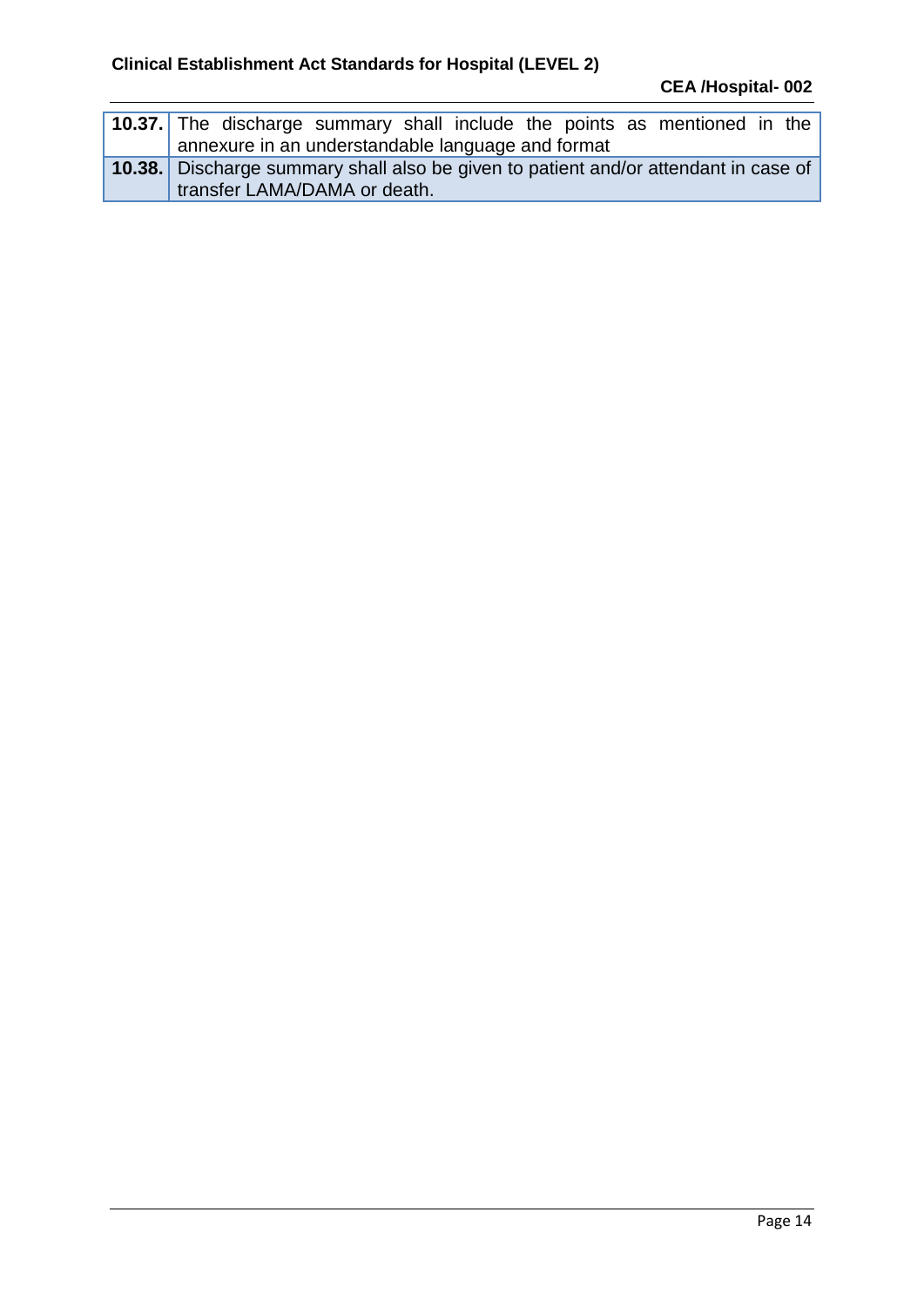| | |
|---|---|
| **10.37.** | The discharge summary shall include the points as mentioned in the annexure in an understandable language and format |
| **10.38.** | Discharge summary shall also be given to patient and/or attendant in case of transfer LAMA/DAMA or death. |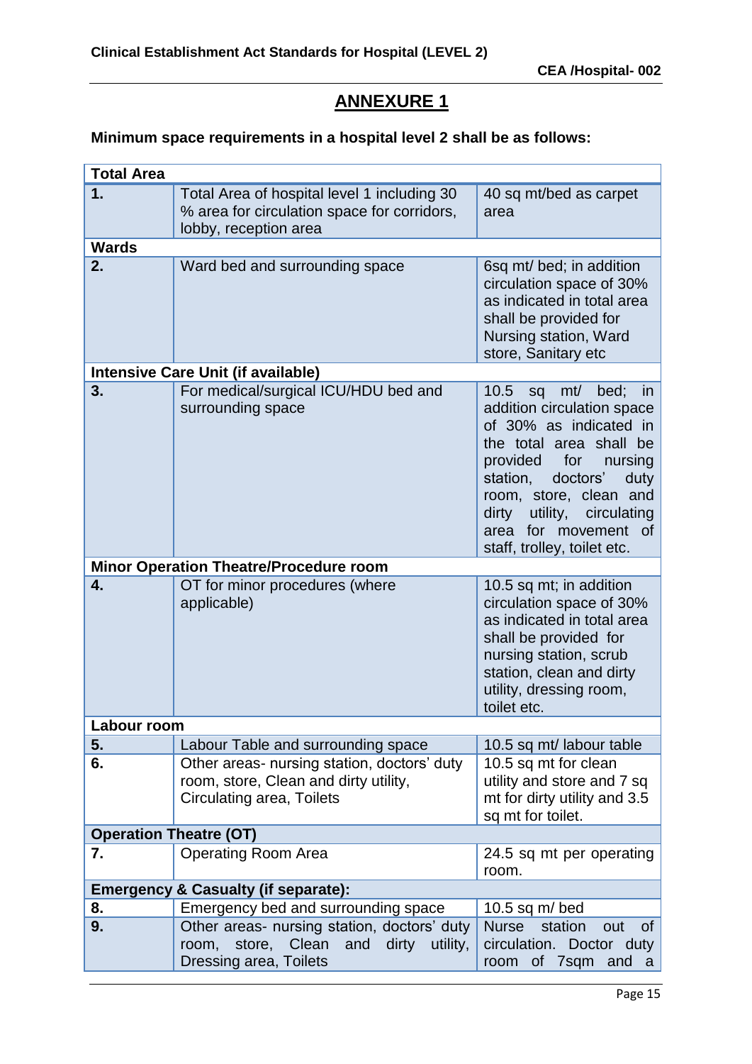# ANNEXURE 1

**Minimum space requirements in a hospital level 2 shall be as follows:**

| **Total Area** | | |
|---|---|---|
| **1.** | Total Area of hospital level 1 including 30 % area for circulation space for corridors, lobby, reception area | 40 sq mt/bed as carpet area |
| **Wards** | | |
| **2.** | Ward bed and surrounding space | 6sq mt/ bed; in addition circulation space of 30% as indicated in total area shall be provided for Nursing station, Ward store, Sanitary etc |
| **Intensive Care Unit (if available)** | | |
| **3.** | For medical/surgical ICU/HDU bed and surrounding space | 10.5 sq mt/ bed; in addition circulation space of 30% as indicated in the total area shall be provided for nursing station, doctors' duty room, store, clean and dirty utility, circulating area for movement of staff, trolley, toilet etc. |
| **Minor Operation Theatre/Procedure room** | | |
| **4.** | OT for minor procedures (where applicable) | 10.5 sq mt; in addition circulation space of 30% as indicated in total area shall be provided for nursing station, scrub station, clean and dirty utility, dressing room, toilet etc. |
| **Labour room** | | |
| **5.** | Labour Table and surrounding space | 10.5 sq mt/ labour table |
| **6.** | Other areas- nursing station, doctors' duty room, store, Clean and dirty utility, Circulating area, Toilets | 10.5 sq mt for clean utility and store and 7 sq mt for dirty utility and 3.5 sq mt for toilet. |
| **Operation Theatre (OT)** | | |
| **7.** | Operating Room Area | 24.5 sq mt per operating room. |
| **Emergency & Casualty (if separate):** | | |
| **8.** | Emergency bed and surrounding space | 10.5 sq m/ bed |
| **9.** | Other areas- nursing station, doctors' duty room, store, Clean and dirty utility, Dressing area, Toilets | Nurse station out of circulation. Doctor duty room of 7sqm and a |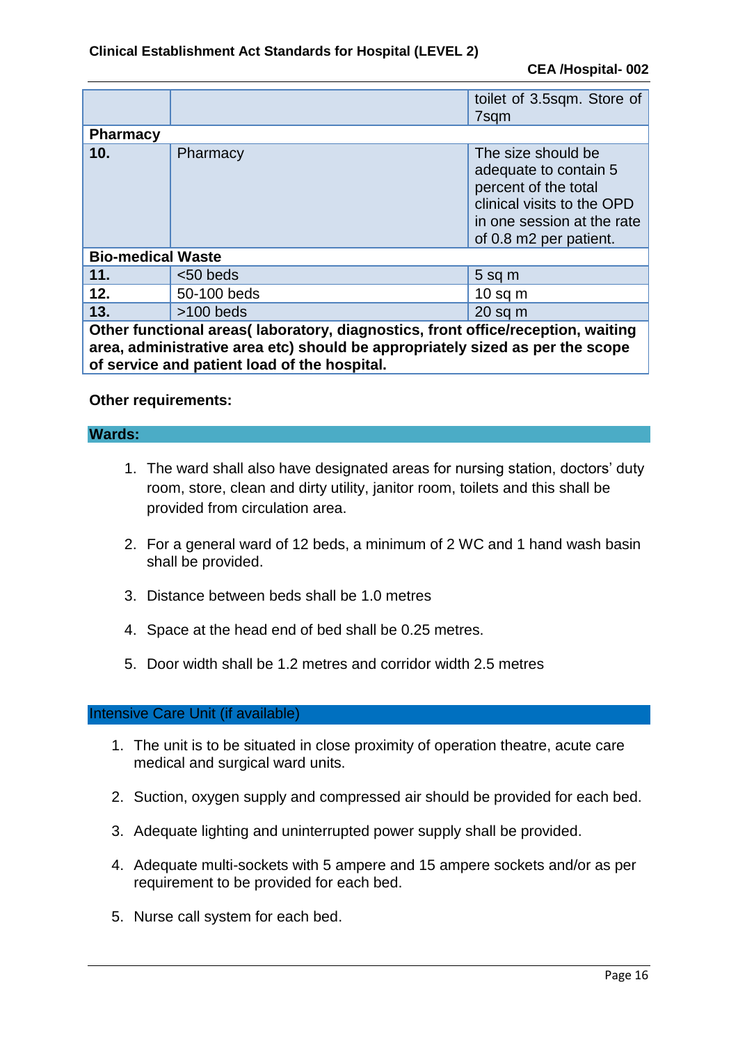| | | |
|---|---|---|
| | | toilet of 3.5sqm. Store of 7sqm |
| **Pharmacy** | | |
| **10.** | Pharmacy | The size should be adequate to contain 5 percent of the total clinical visits to the OPD in one session at the rate of 0.8 m2 per patient. |
| **Bio-medical Waste** | | |
| **11.** | <50 beds | 5 sq m |
| **12.** | 50-100 beds | 10 sq m |
| **13.** | >100 beds | 20 sq m |
| **Other functional areas( laboratory, diagnostics, front office/reception, waiting area, administrative area etc) should be appropriately sized as per the scope of service and patient load of the hospital.** | | |

**Other requirements:**

## Wards:

1. The ward shall also have designated areas for nursing station, doctors' duty room, store, clean and dirty utility, janitor room, toilets and this shall be provided from circulation area.

2. For a general ward of 12 beds, a minimum of 2 WC and 1 hand wash basin shall be provided.

3. Distance between beds shall be 1.0 metres

4. Space at the head end of bed shall be 0.25 metres.

5. Door width shall be 1.2 metres and corridor width 2.5 metres

## Intensive Care Unit (if available)

1. The unit is to be situated in close proximity of operation theatre, acute care medical and surgical ward units.

2. Suction, oxygen supply and compressed air should be provided for each bed.

3. Adequate lighting and uninterrupted power supply shall be provided.

4. Adequate multi-sockets with 5 ampere and 15 ampere sockets and/or as per requirement to be provided for each bed.

5. Nurse call system for each bed.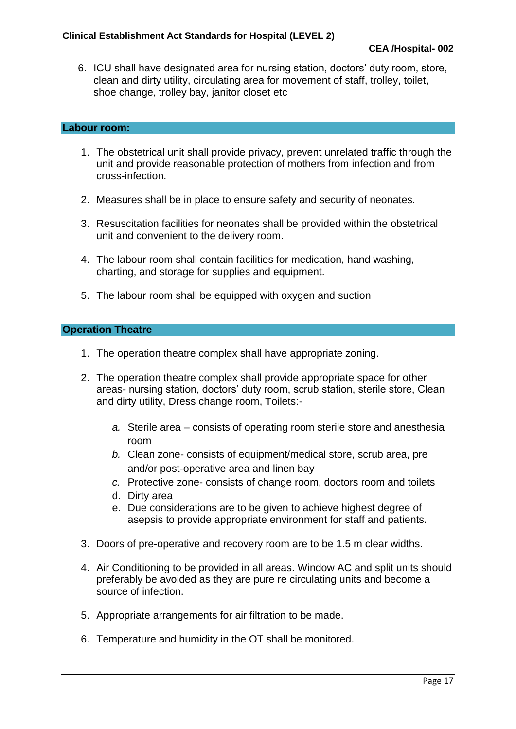6. ICU shall have designated area for nursing station, doctors' duty room, store, clean and dirty utility, circulating area for movement of staff, trolley, toilet, shoe change, trolley bay, janitor closet etc

## Labour room:

1. The obstetrical unit shall provide privacy, prevent unrelated traffic through the unit and provide reasonable protection of mothers from infection and from cross-infection.

2. Measures shall be in place to ensure safety and security of neonates.

3. Resuscitation facilities for neonates shall be provided within the obstetrical unit and convenient to the delivery room.

4. The labour room shall contain facilities for medication, hand washing, charting, and storage for supplies and equipment.

5. The labour room shall be equipped with oxygen and suction

## Operation Theatre

1. The operation theatre complex shall have appropriate zoning.

2. The operation theatre complex shall provide appropriate space for other areas- nursing station, doctors' duty room, scrub station, sterile store, Clean and dirty utility, Dress change room, Toilets:-

   a. Sterile area – consists of operating room sterile store and anesthesia room
   b. Clean zone- consists of equipment/medical store, scrub area, pre and/or post-operative area and linen bay
   c. Protective zone- consists of change room, doctors room and toilets
   d. Dirty area
   e. Due considerations are to be given to achieve highest degree of asepsis to provide appropriate environment for staff and patients.

3. Doors of pre-operative and recovery room are to be 1.5 m clear widths.

4. Air Conditioning to be provided in all areas. Window AC and split units should preferably be avoided as they are pure re circulating units and become a source of infection.

5. Appropriate arrangements for air filtration to be made.

6. Temperature and humidity in the OT shall be monitored.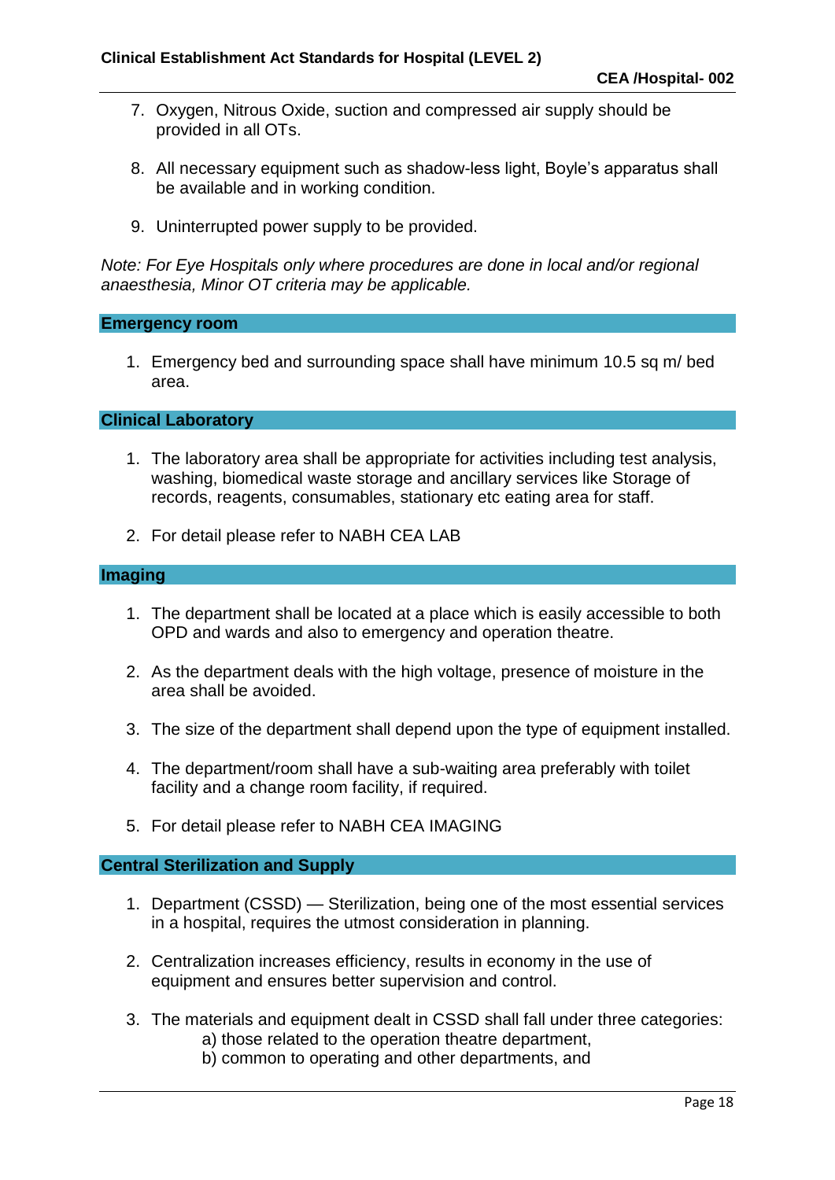7. Oxygen, Nitrous Oxide, suction and compressed air supply should be provided in all OTs.

8. All necessary equipment such as shadow-less light, Boyle's apparatus shall be available and in working condition.

9. Uninterrupted power supply to be provided.

*Note: For Eye Hospitals only where procedures are done in local and/or regional anaesthesia, Minor OT criteria may be applicable.*

## Emergency room

1. Emergency bed and surrounding space shall have minimum 10.5 sq m/ bed area.

## Clinical Laboratory

1. The laboratory area shall be appropriate for activities including test analysis, washing, biomedical waste storage and ancillary services like Storage of records, reagents, consumables, stationary etc eating area for staff.

2. For detail please refer to NABH CEA LAB

## Imaging

1. The department shall be located at a place which is easily accessible to both OPD and wards and also to emergency and operation theatre.

2. As the department deals with the high voltage, presence of moisture in the area shall be avoided.

3. The size of the department shall depend upon the type of equipment installed.

4. The department/room shall have a sub-waiting area preferably with toilet facility and a change room facility, if required.

5. For detail please refer to NABH CEA IMAGING

## Central Sterilization and Supply

1. Department (CSSD) — Sterilization, being one of the most essential services in a hospital, requires the utmost consideration in planning.

2. Centralization increases efficiency, results in economy in the use of equipment and ensures better supervision and control.

3. The materials and equipment dealt in CSSD shall fall under three categories:
   a) those related to the operation theatre department,
   b) common to operating and other departments, and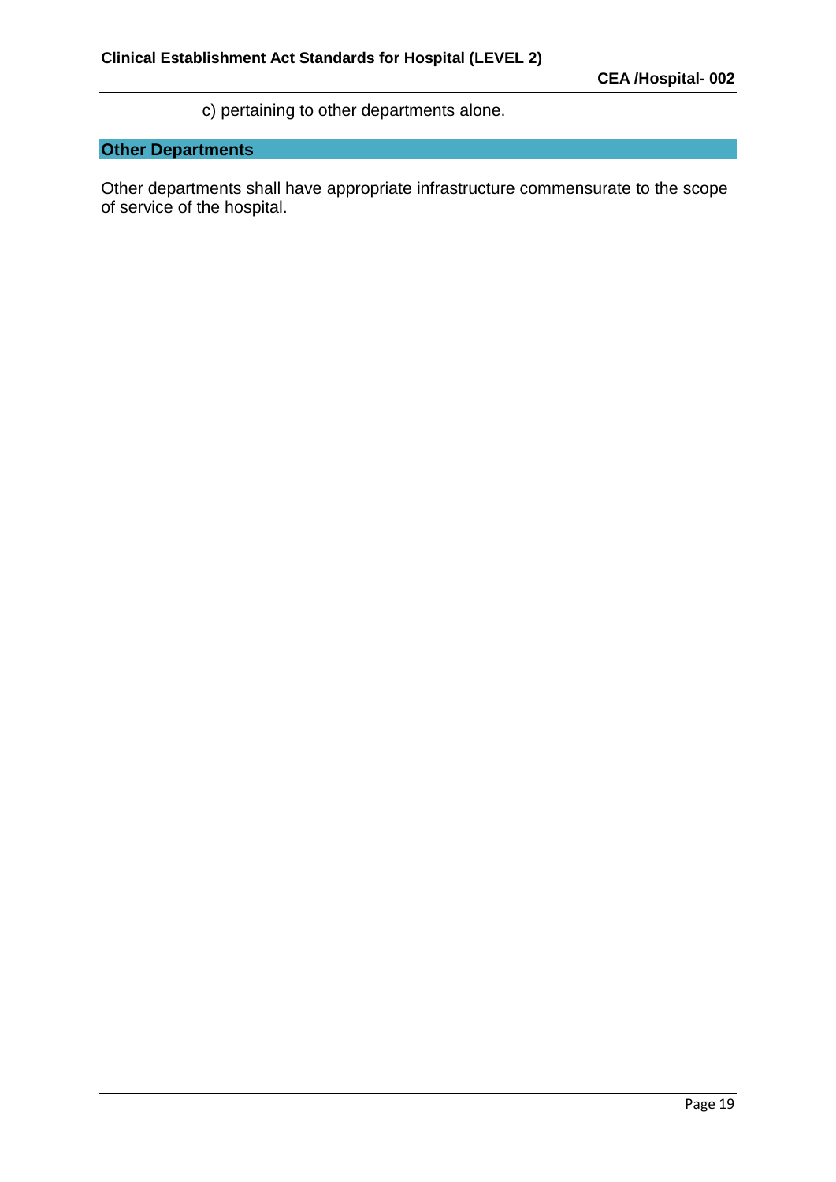c) pertaining to other departments alone.

## Other Departments

Other departments shall have appropriate infrastructure commensurate to the scope of service of the hospital.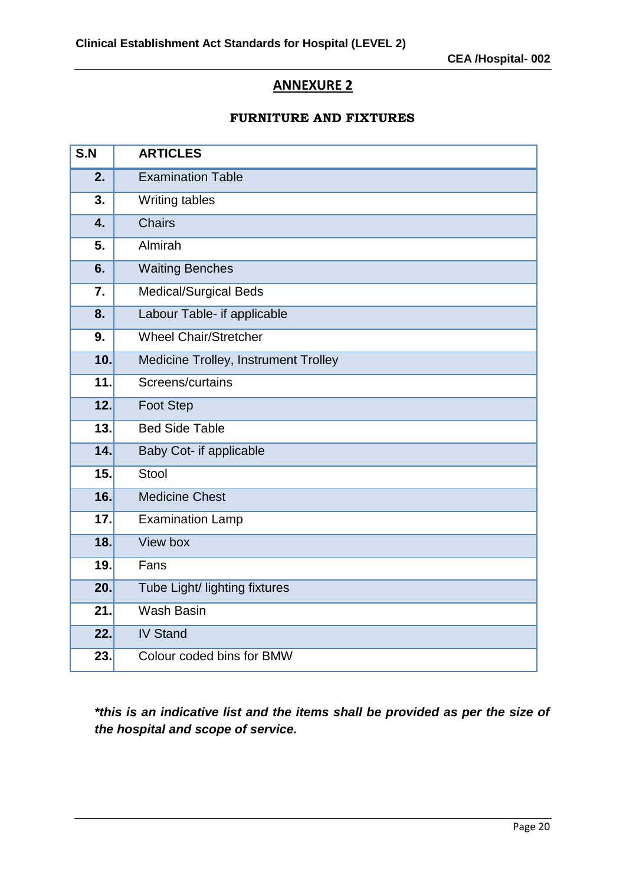## ANNEXURE 2

### FURNITURE AND FIXTURES

| S.N | ARTICLES |
|---|---|
| 2. | Examination Table |
| 3. | Writing tables |
| 4. | Chairs |
| 5. | Almirah |
| 6. | Waiting Benches |
| 7. | Medical/Surgical Beds |
| 8. | Labour Table- if applicable |
| 9. | Wheel Chair/Stretcher |
| 10. | Medicine Trolley, Instrument Trolley |
| 11. | Screens/curtains |
| 12. | Foot Step |
| 13. | Bed Side Table |
| 14. | Baby Cot- if applicable |
| 15. | Stool |
| 16. | Medicine Chest |
| 17. | Examination Lamp |
| 18. | View box |
| 19. | Fans |
| 20. | Tube Light/ lighting fixtures |
| 21. | Wash Basin |
| 22. | IV Stand |
| 23. | Colour coded bins for BMW |

***this is an indicative list and the items shall be provided as per the size of the hospital and scope of service.***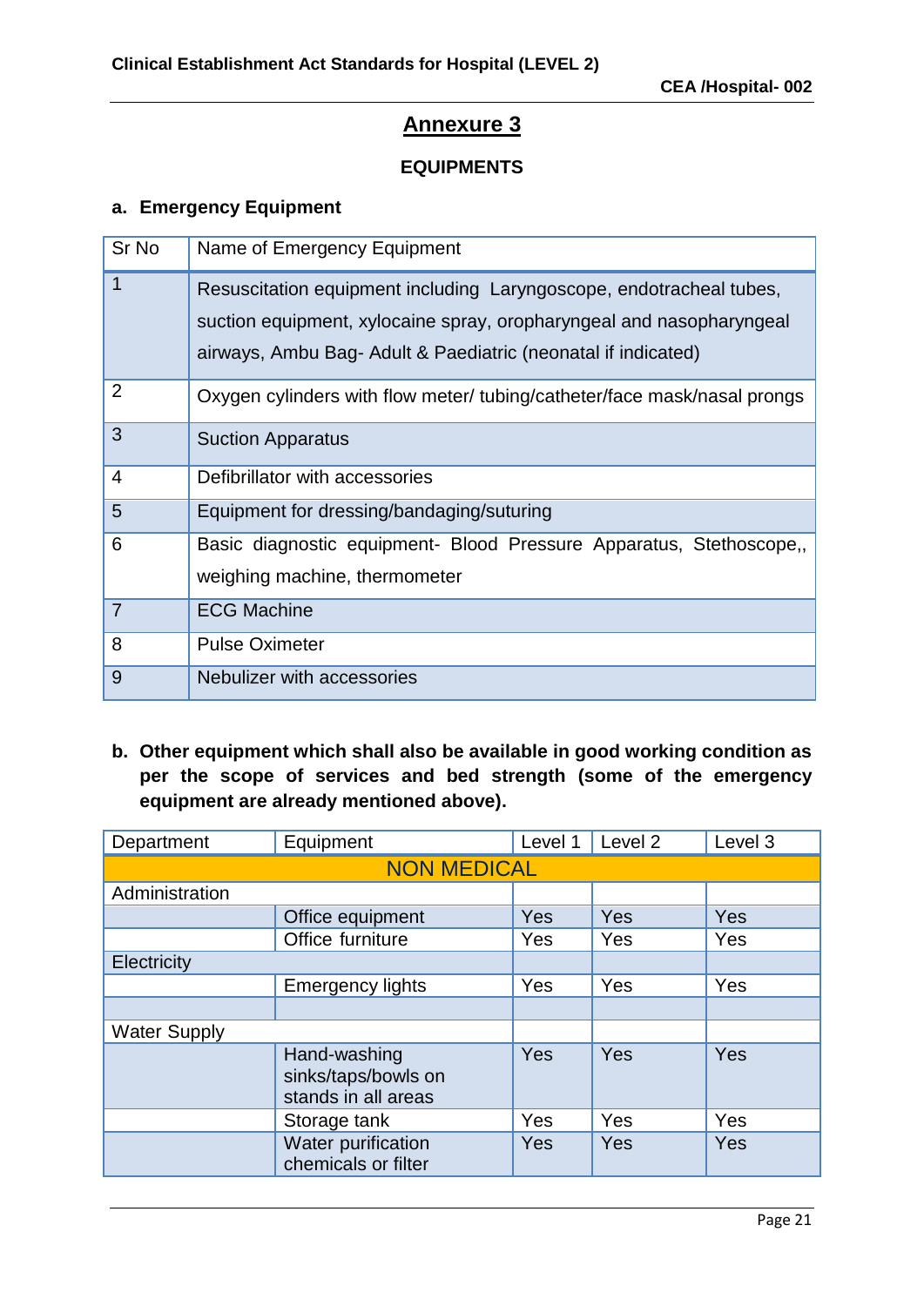# Annexure 3

## EQUIPMENTS

### a. Emergency Equipment

| Sr No | Name of Emergency Equipment |
|---|---|
| 1 | Resuscitation equipment including Laryngoscope, endotracheal tubes, suction equipment, xylocaine spray, oropharyngeal and nasopharyngeal airways, Ambu Bag- Adult & Paediatric (neonatal if indicated) |
| 2 | Oxygen cylinders with flow meter/ tubing/catheter/face mask/nasal prongs |
| 3 | Suction Apparatus |
| 4 | Defibrillator with accessories |
| 5 | Equipment for dressing/bandaging/suturing |
| 6 | Basic diagnostic equipment- Blood Pressure Apparatus, Stethoscope,, weighing machine, thermometer |
| 7 | ECG Machine |
| 8 | Pulse Oximeter |
| 9 | Nebulizer with accessories |

### b. Other equipment which shall also be available in good working condition as per the scope of services and bed strength (some of the emergency equipment are already mentioned above).

| Department | Equipment | Level 1 | Level 2 | Level 3 |
|---|---|---|---|---|
| NON MEDICAL | | | | |
| Administration | | | | |
| | Office equipment | Yes | Yes | Yes |
| | Office furniture | Yes | Yes | Yes |
| Electricity | | | | |
| | Emergency lights | Yes | Yes | Yes |
| | | | | |
| Water Supply | | | | |
| | Hand-washing sinks/taps/bowls on stands in all areas | Yes | Yes | Yes |
| | Storage tank | Yes | Yes | Yes |
| | Water purification chemicals or filter | Yes | Yes | Yes |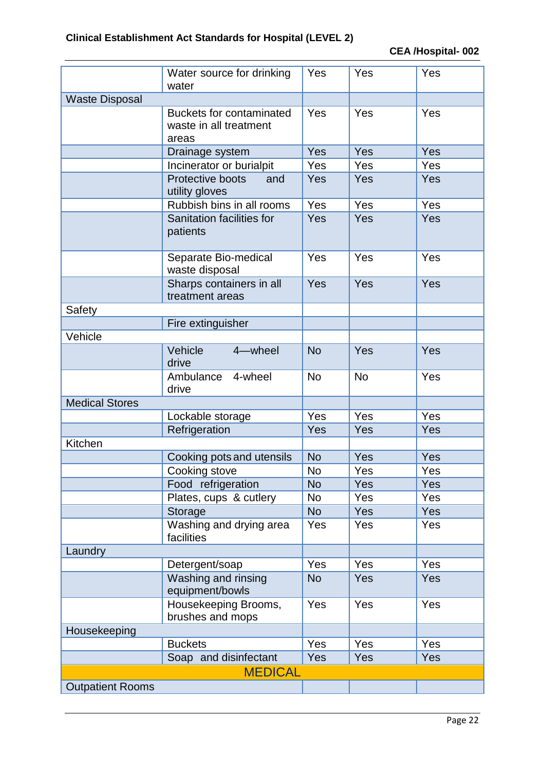| | | | | |
|---|---|---|---|---|
| | Water source for drinking water | Yes | Yes | Yes |
| Waste Disposal | | | | |
| | Buckets for contaminated waste in all treatment areas | Yes | Yes | Yes |
| | Drainage system | Yes | Yes | Yes |
| | Incinerator or burialpit | Yes | Yes | Yes |
| | Protective boots and utility gloves | Yes | Yes | Yes |
| | Rubbish bins in all rooms | Yes | Yes | Yes |
| | Sanitation facilities for patients | Yes | Yes | Yes |
| | Separate Bio-medical waste disposal | Yes | Yes | Yes |
| | Sharps containers in all treatment areas | Yes | Yes | Yes |
| Safety | | | | |
| | Fire extinguisher | | | |
| Vehicle | | | | |
| | Vehicle 4—wheel drive | No | Yes | Yes |
| | Ambulance 4-wheel drive | No | No | Yes |
| Medical Stores | | | | |
| | Lockable storage | Yes | Yes | Yes |
| | Refrigeration | Yes | Yes | Yes |
| Kitchen | | | | |
| | Cooking pots and utensils | No | Yes | Yes |
| | Cooking stove | No | Yes | Yes |
| | Food refrigeration | No | Yes | Yes |
| | Plates, cups & cutlery | No | Yes | Yes |
| | Storage | No | Yes | Yes |
| | Washing and drying area facilities | Yes | Yes | Yes |
| Laundry | | | | |
| | Detergent/soap | Yes | Yes | Yes |
| | Washing and rinsing equipment/bowls | No | Yes | Yes |
| | Housekeeping Brooms, brushes and mops | Yes | Yes | Yes |
| Housekeeping | | | | |
| | Buckets | Yes | Yes | Yes |
| | Soap and disinfectant | Yes | Yes | Yes |
| **MEDICAL** | | | | |
| Outpatient Rooms | | | | |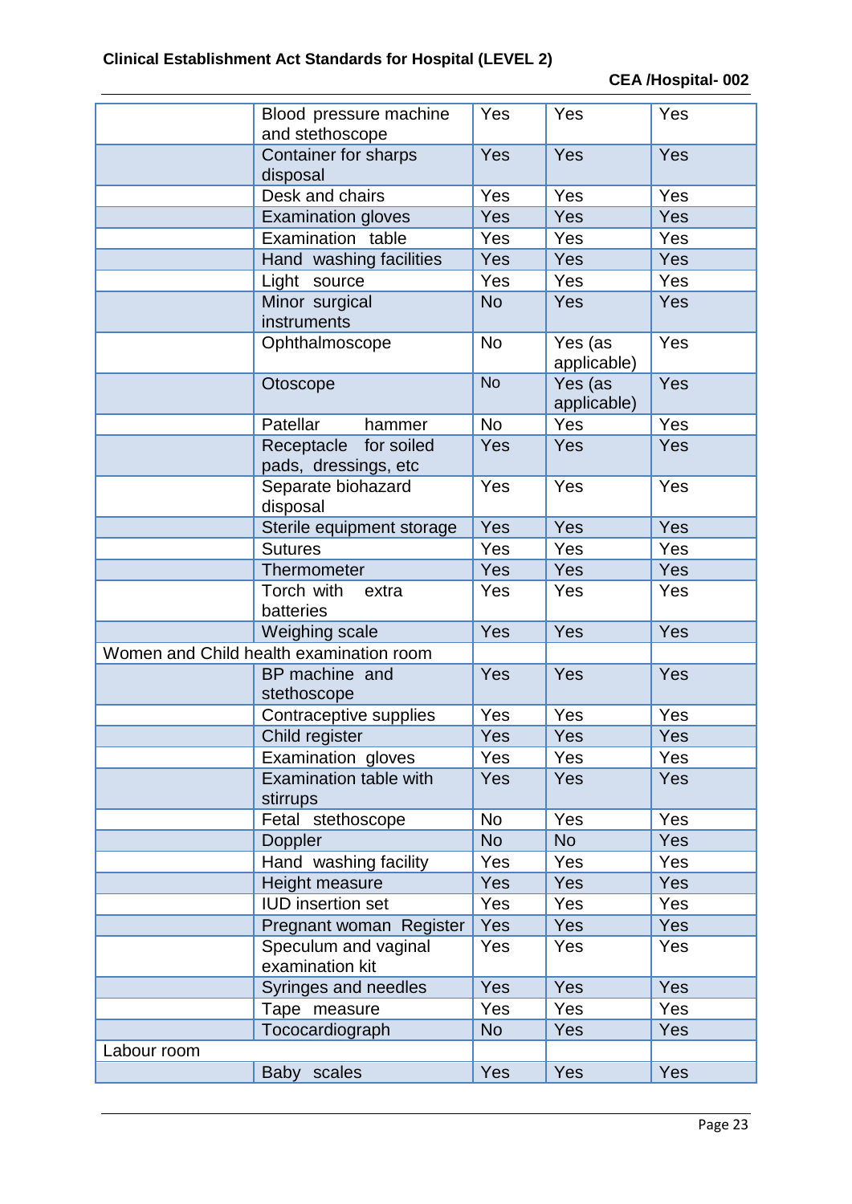| | | | | |
|---|---|---|---|---|
| | Blood pressure machine and stethoscope | Yes | Yes | Yes |
| | Container for sharps disposal | Yes | Yes | Yes |
| | Desk and chairs | Yes | Yes | Yes |
| | Examination gloves | Yes | Yes | Yes |
| | Examination table | Yes | Yes | Yes |
| | Hand washing facilities | Yes | Yes | Yes |
| | Light source | Yes | Yes | Yes |
| | Minor surgical instruments | No | Yes | Yes |
| | Ophthalmoscope | No | Yes (as applicable) | Yes |
| | Otoscope | No | Yes (as applicable) | Yes |
| | Patellar hammer | No | Yes | Yes |
| | Receptacle for soiled pads, dressings, etc | Yes | Yes | Yes |
| | Separate biohazard disposal | Yes | Yes | Yes |
| | Sterile equipment storage | Yes | Yes | Yes |
| | Sutures | Yes | Yes | Yes |
| | Thermometer | Yes | Yes | Yes |
| | Torch with extra batteries | Yes | Yes | Yes |
| | Weighing scale | Yes | Yes | Yes |
| Women and Child health examination room | | | | |
| | BP machine and stethoscope | Yes | Yes | Yes |
| | Contraceptive supplies | Yes | Yes | Yes |
| | Child register | Yes | Yes | Yes |
| | Examination gloves | Yes | Yes | Yes |
| | Examination table with stirrups | Yes | Yes | Yes |
| | Fetal stethoscope | No | Yes | Yes |
| | Doppler | No | No | Yes |
| | Hand washing facility | Yes | Yes | Yes |
| | Height measure | Yes | Yes | Yes |
| | IUD insertion set | Yes | Yes | Yes |
| | Pregnant woman Register | Yes | Yes | Yes |
| | Speculum and vaginal examination kit | Yes | Yes | Yes |
| | Syringes and needles | Yes | Yes | Yes |
| | Tape measure | Yes | Yes | Yes |
| | Tococardiograph | No | Yes | Yes |
| Labour room | | | | |
| | Baby scales | Yes | Yes | Yes |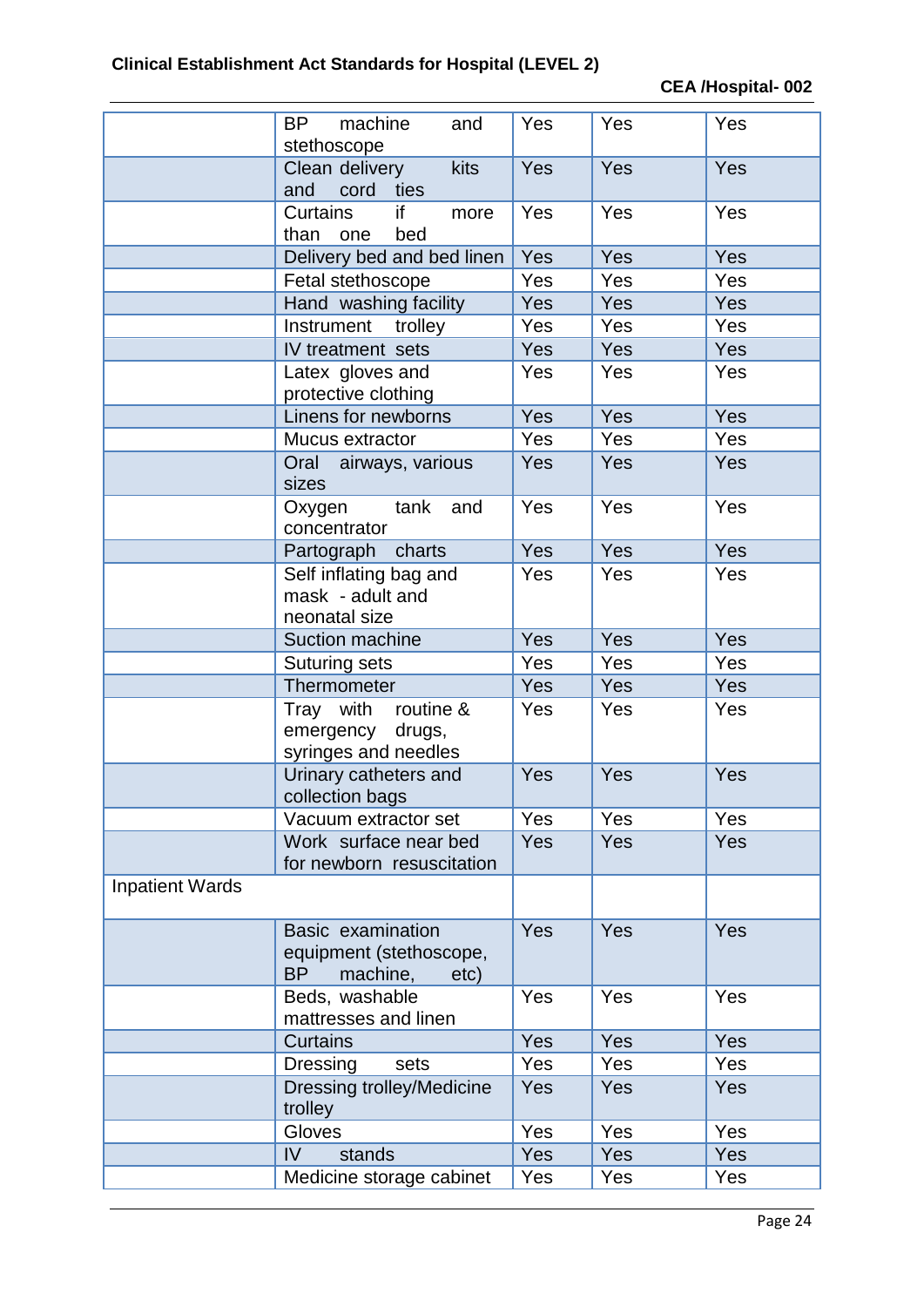| | | | | |
|---|---|---|---|---|
| | BP machine and stethoscope | Yes | Yes | Yes |
| | Clean delivery kits and cord ties | Yes | Yes | Yes |
| | Curtains if more than one bed | Yes | Yes | Yes |
| | Delivery bed and bed linen | Yes | Yes | Yes |
| | Fetal stethoscope | Yes | Yes | Yes |
| | Hand washing facility | Yes | Yes | Yes |
| | Instrument trolley | Yes | Yes | Yes |
| | IV treatment sets | Yes | Yes | Yes |
| | Latex gloves and protective clothing | Yes | Yes | Yes |
| | Linens for newborns | Yes | Yes | Yes |
| | Mucus extractor | Yes | Yes | Yes |
| | Oral airways, various sizes | Yes | Yes | Yes |
| | Oxygen tank and concentrator | Yes | Yes | Yes |
| | Partograph charts | Yes | Yes | Yes |
| | Self inflating bag and mask - adult and neonatal size | Yes | Yes | Yes |
| | Suction machine | Yes | Yes | Yes |
| | Suturing sets | Yes | Yes | Yes |
| | Thermometer | Yes | Yes | Yes |
| | Tray with routine & emergency drugs, syringes and needles | Yes | Yes | Yes |
| | Urinary catheters and collection bags | Yes | Yes | Yes |
| | Vacuum extractor set | Yes | Yes | Yes |
| | Work surface near bed for newborn resuscitation | Yes | Yes | Yes |
| Inpatient Wards | | | | |
| | Basic examination equipment (stethoscope, BP machine, etc) | Yes | Yes | Yes |
| | Beds, washable mattresses and linen | Yes | Yes | Yes |
| | Curtains | Yes | Yes | Yes |
| | Dressing sets | Yes | Yes | Yes |
| | Dressing trolley/Medicine trolley | Yes | Yes | Yes |
| | Gloves | Yes | Yes | Yes |
| | IV stands | Yes | Yes | Yes |
| | Medicine storage cabinet | Yes | Yes | Yes |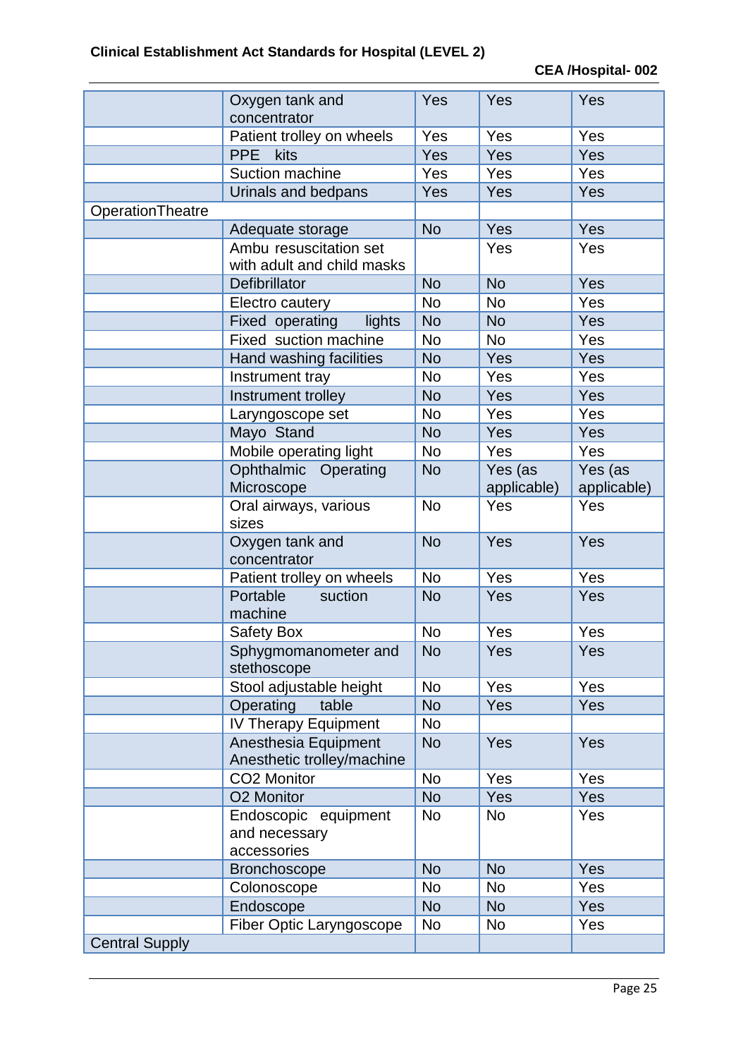| | | | | |
|---|---|---|---|---|
| | Oxygen tank and concentrator | Yes | Yes | Yes |
| | Patient trolley on wheels | Yes | Yes | Yes |
| | PPE kits | Yes | Yes | Yes |
| | Suction machine | Yes | Yes | Yes |
| | Urinals and bedpans | Yes | Yes | Yes |
| OperationTheatre | | | | |
| | Adequate storage | No | Yes | Yes |
| | Ambu resuscitation set with adult and child masks | | Yes | Yes |
| | Defibrillator | No | No | Yes |
| | Electro cautery | No | No | Yes |
| | Fixed operating lights | No | No | Yes |
| | Fixed suction machine | No | No | Yes |
| | Hand washing facilities | No | Yes | Yes |
| | Instrument tray | No | Yes | Yes |
| | Instrument trolley | No | Yes | Yes |
| | Laryngoscope set | No | Yes | Yes |
| | Mayo Stand | No | Yes | Yes |
| | Mobile operating light | No | Yes | Yes |
| | Ophthalmic Operating Microscope | No | Yes (as applicable) | Yes (as applicable) |
| | Oral airways, various sizes | No | Yes | Yes |
| | Oxygen tank and concentrator | No | Yes | Yes |
| | Patient trolley on wheels | No | Yes | Yes |
| | Portable suction machine | No | Yes | Yes |
| | Safety Box | No | Yes | Yes |
| | Sphygmomanometer and stethoscope | No | Yes | Yes |
| | Stool adjustable height | No | Yes | Yes |
| | Operating table | No | Yes | Yes |
| | IV Therapy Equipment | No | | |
| | Anesthesia Equipment Anesthetic trolley/machine | No | Yes | Yes |
| | CO2 Monitor | No | Yes | Yes |
| | O2 Monitor | No | Yes | Yes |
| | Endoscopic equipment and necessary accessories | No | No | Yes |
| | Bronchoscope | No | No | Yes |
| | Colonoscope | No | No | Yes |
| | Endoscope | No | No | Yes |
| | Fiber Optic Laryngoscope | No | No | Yes |
| Central Supply | | | | |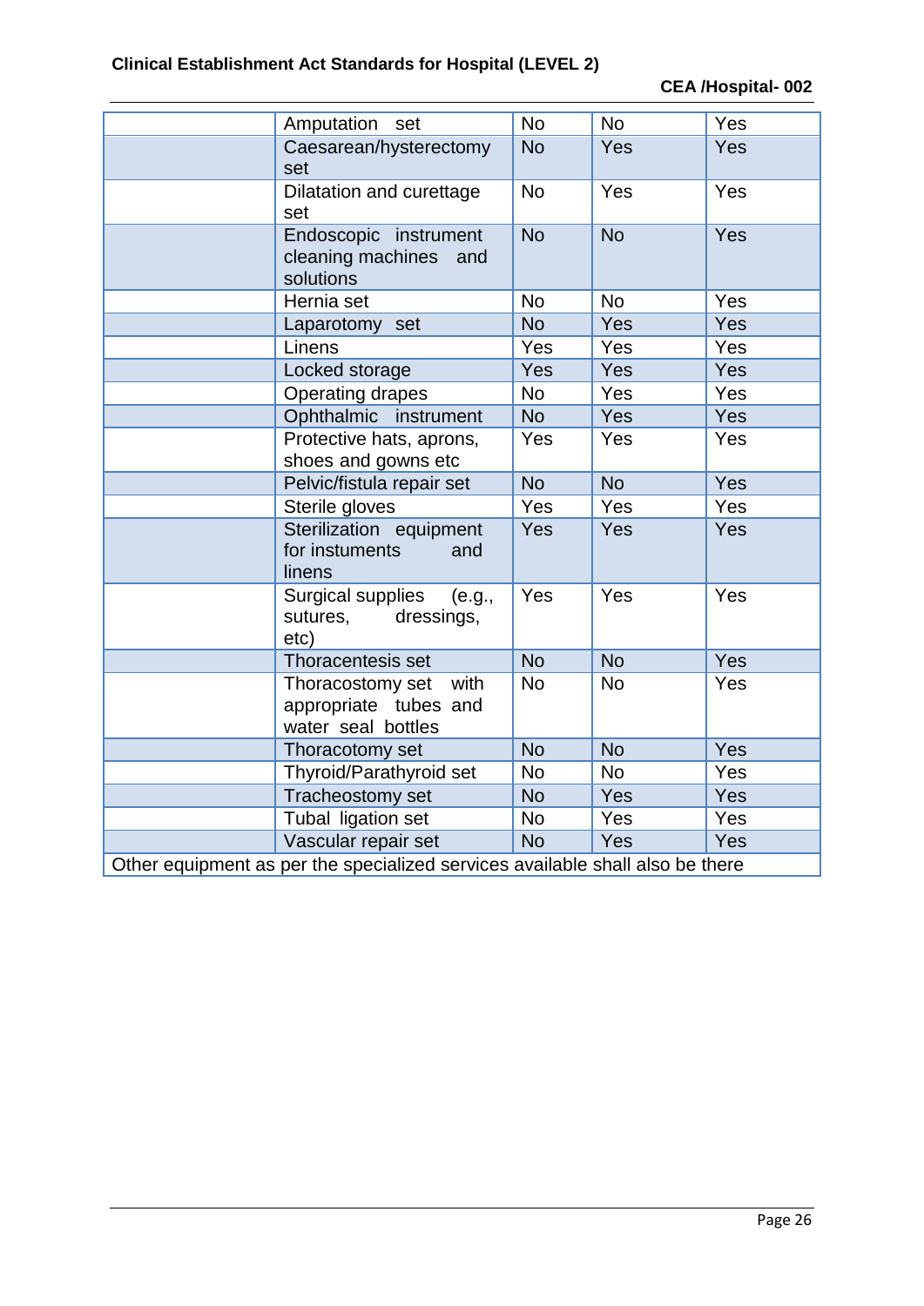| | | | | |
|---|---|---|---|---|
| | Amputation set | No | No | Yes |
| | Caesarean/hysterectomy set | No | Yes | Yes |
| | Dilatation and curettage set | No | Yes | Yes |
| | Endoscopic instrument cleaning machines and solutions | No | No | Yes |
| | Hernia set | No | No | Yes |
| | Laparotomy set | No | Yes | Yes |
| | Linens | Yes | Yes | Yes |
| | Locked storage | Yes | Yes | Yes |
| | Operating drapes | No | Yes | Yes |
| | Ophthalmic instrument | No | Yes | Yes |
| | Protective hats, aprons, shoes and gowns etc | Yes | Yes | Yes |
| | Pelvic/fistula repair set | No | No | Yes |
| | Sterile gloves | Yes | Yes | Yes |
| | Sterilization equipment for instuments and linens | Yes | Yes | Yes |
| | Surgical supplies (e.g., sutures, dressings, etc) | Yes | Yes | Yes |
| | Thoracentesis set | No | No | Yes |
| | Thoracostomy set with appropriate tubes and water seal bottles | No | No | Yes |
| | Thoracotomy set | No | No | Yes |
| | Thyroid/Parathyroid set | No | No | Yes |
| | Tracheostomy set | No | Yes | Yes |
| | Tubal ligation set | No | Yes | Yes |
| | Vascular repair set | No | Yes | Yes |
| Other equipment as per the specialized services available shall also be there | | | | |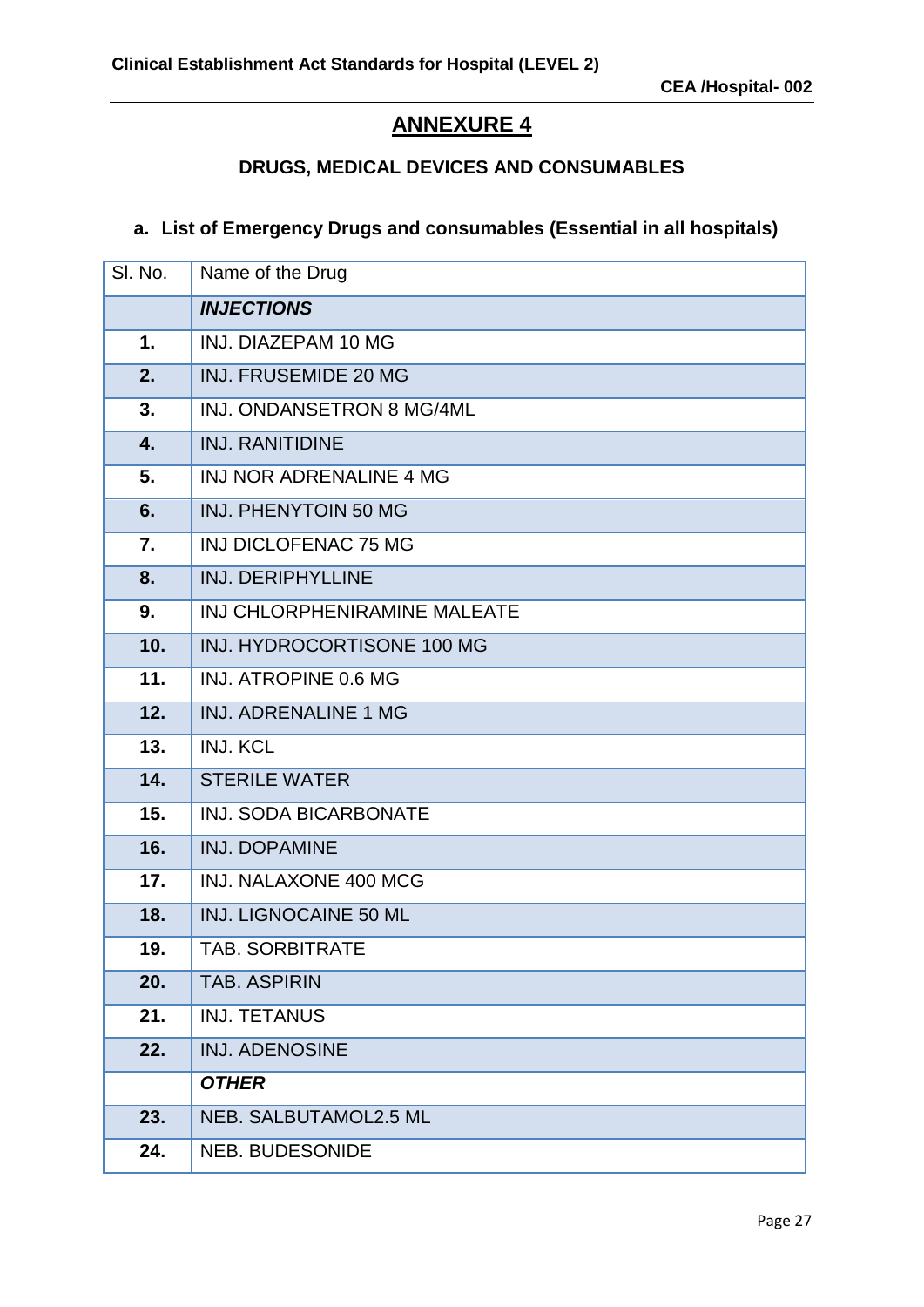# ANNEXURE 4

## DRUGS, MEDICAL DEVICES AND CONSUMABLES

### a. List of Emergency Drugs and consumables (Essential in all hospitals)

| Sl. No. | Name of the Drug |
|---|---|
| | ***INJECTIONS*** |
| **1.** | INJ. DIAZEPAM 10 MG |
| **2.** | INJ. FRUSEMIDE 20 MG |
| **3.** | INJ. ONDANSETRON 8 MG/4ML |
| **4.** | INJ. RANITIDINE |
| **5.** | INJ NOR ADRENALINE 4 MG |
| **6.** | INJ. PHENYTOIN 50 MG |
| **7.** | INJ DICLOFENAC 75 MG |
| **8.** | INJ. DERIPHYLLINE |
| **9.** | INJ CHLORPHENIRAMINE MALEATE |
| **10.** | INJ. HYDROCORTISONE 100 MG |
| **11.** | INJ. ATROPINE 0.6 MG |
| **12.** | INJ. ADRENALINE 1 MG |
| **13.** | INJ. KCL |
| **14.** | STERILE WATER |
| **15.** | INJ. SODA BICARBONATE |
| **16.** | INJ. DOPAMINE |
| **17.** | INJ. NALAXONE 400 MCG |
| **18.** | INJ. LIGNOCAINE 50 ML |
| **19.** | TAB. SORBITRATE |
| **20.** | TAB. ASPIRIN |
| **21.** | INJ. TETANUS |
| **22.** | INJ. ADENOSINE |
| | ***OTHER*** |
| **23.** | NEB. SALBUTAMOL2.5 ML |
| **24.** | NEB. BUDESONIDE |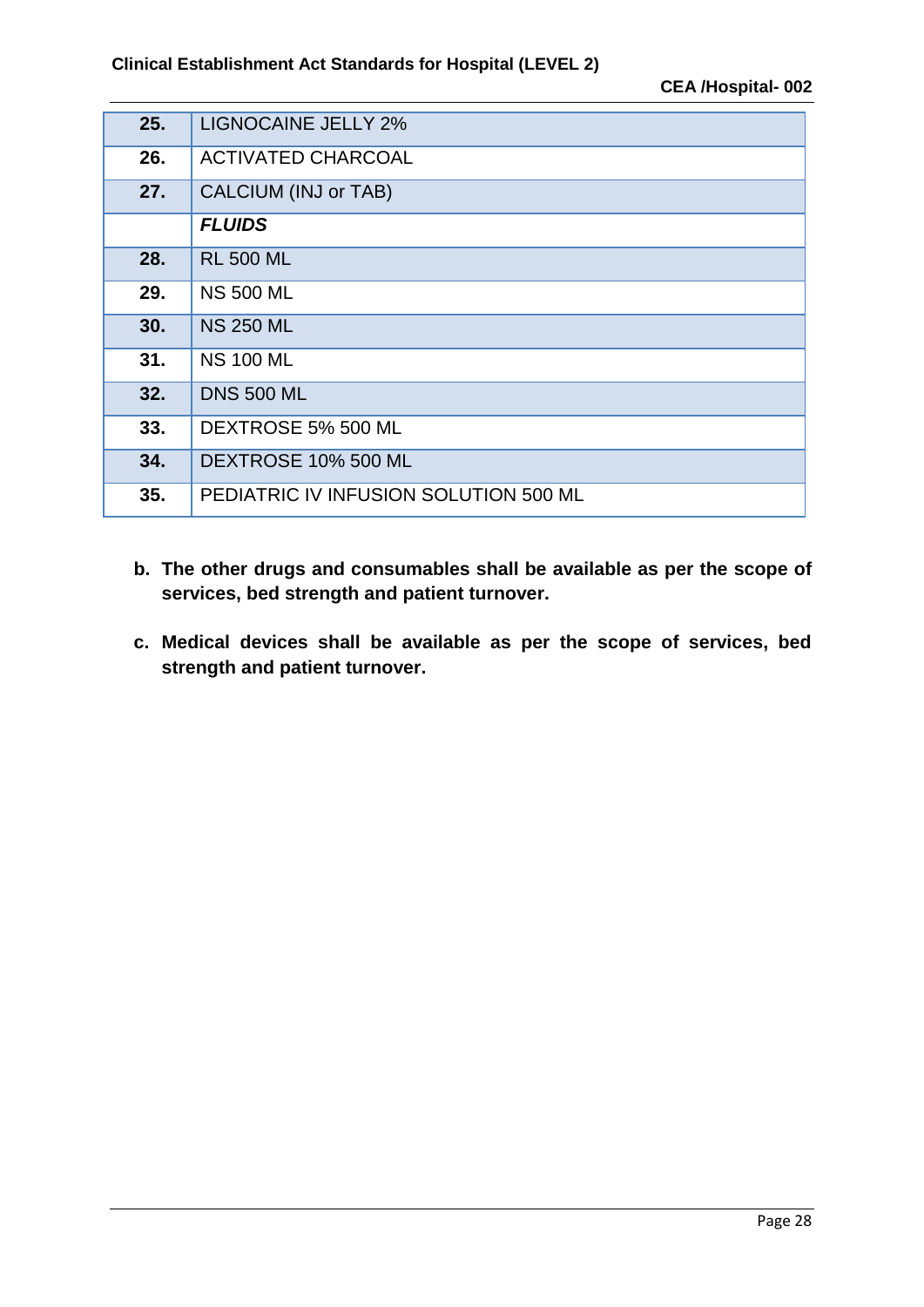| | |
|---|---|
| **25.** | LIGNOCAINE JELLY 2% |
| **26.** | ACTIVATED CHARCOAL |
| **27.** | CALCIUM (INJ or TAB) |
| | ***FLUIDS*** |
| **28.** | RL 500 ML |
| **29.** | NS 500 ML |
| **30.** | NS 250 ML |
| **31.** | NS 100 ML |
| **32.** | DNS 500 ML |
| **33.** | DEXTROSE 5% 500 ML |
| **34.** | DEXTROSE 10% 500 ML |
| **35.** | PEDIATRIC IV INFUSION SOLUTION 500 ML |

b. **The other drugs and consumables shall be available as per the scope of services, bed strength and patient turnover.**

c. **Medical devices shall be available as per the scope of services, bed strength and patient turnover.**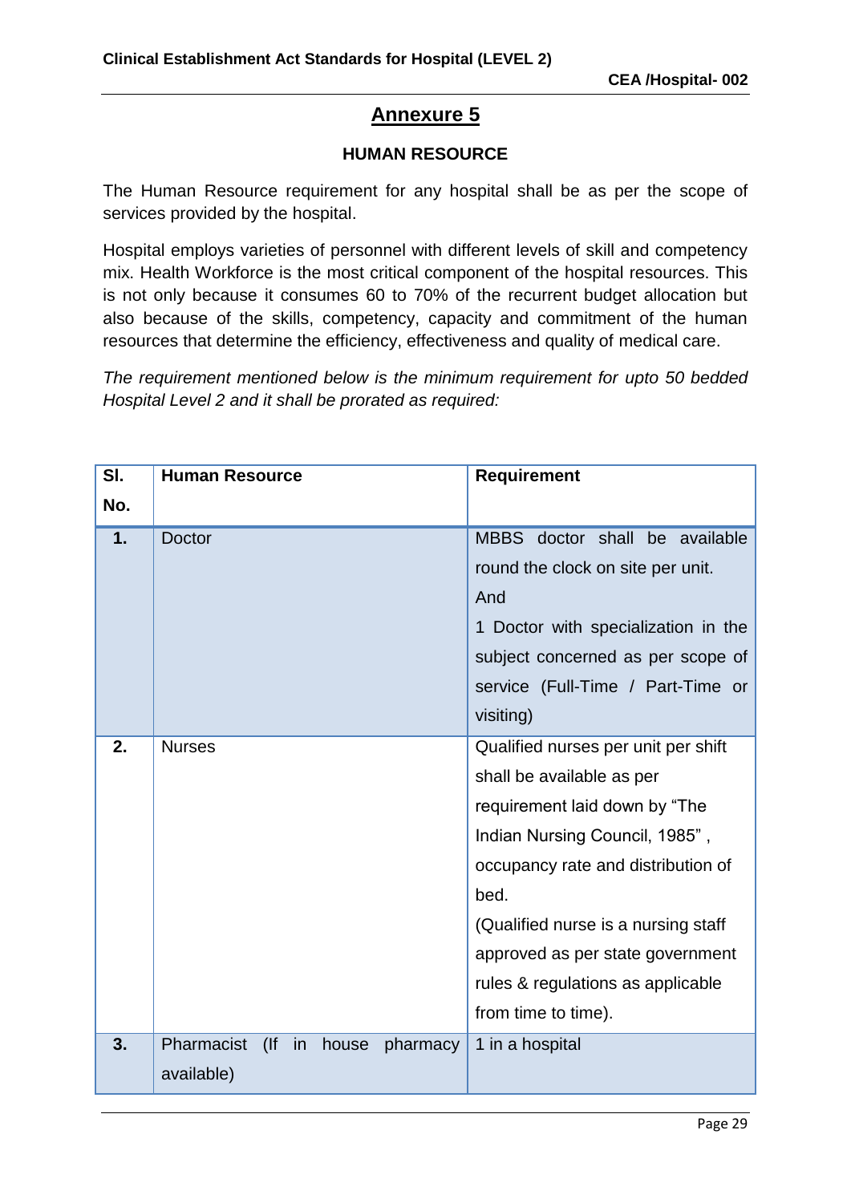## Annexure 5

### HUMAN RESOURCE

The Human Resource requirement for any hospital shall be as per the scope of services provided by the hospital.

Hospital employs varieties of personnel with different levels of skill and competency mix. Health Workforce is the most critical component of the hospital resources. This is not only because it consumes 60 to 70% of the recurrent budget allocation but also because of the skills, competency, capacity and commitment of the human resources that determine the efficiency, effectiveness and quality of medical care.

*The requirement mentioned below is the minimum requirement for upto 50 bedded Hospital Level 2 and it shall be prorated as required:*

| Sl. No. | Human Resource | Requirement |
|---|---|---|
| 1. | Doctor | MBBS doctor shall be available round the clock on site per unit. And 1 Doctor with specialization in the subject concerned as per scope of service (Full-Time / Part-Time or visiting) |
| 2. | Nurses | Qualified nurses per unit per shift shall be available as per requirement laid down by "The Indian Nursing Council, 1985" , occupancy rate and distribution of bed. (Qualified nurse is a nursing staff approved as per state government rules & regulations as applicable from time to time). |
| 3. | Pharmacist (If in house pharmacy available) | 1 in a hospital |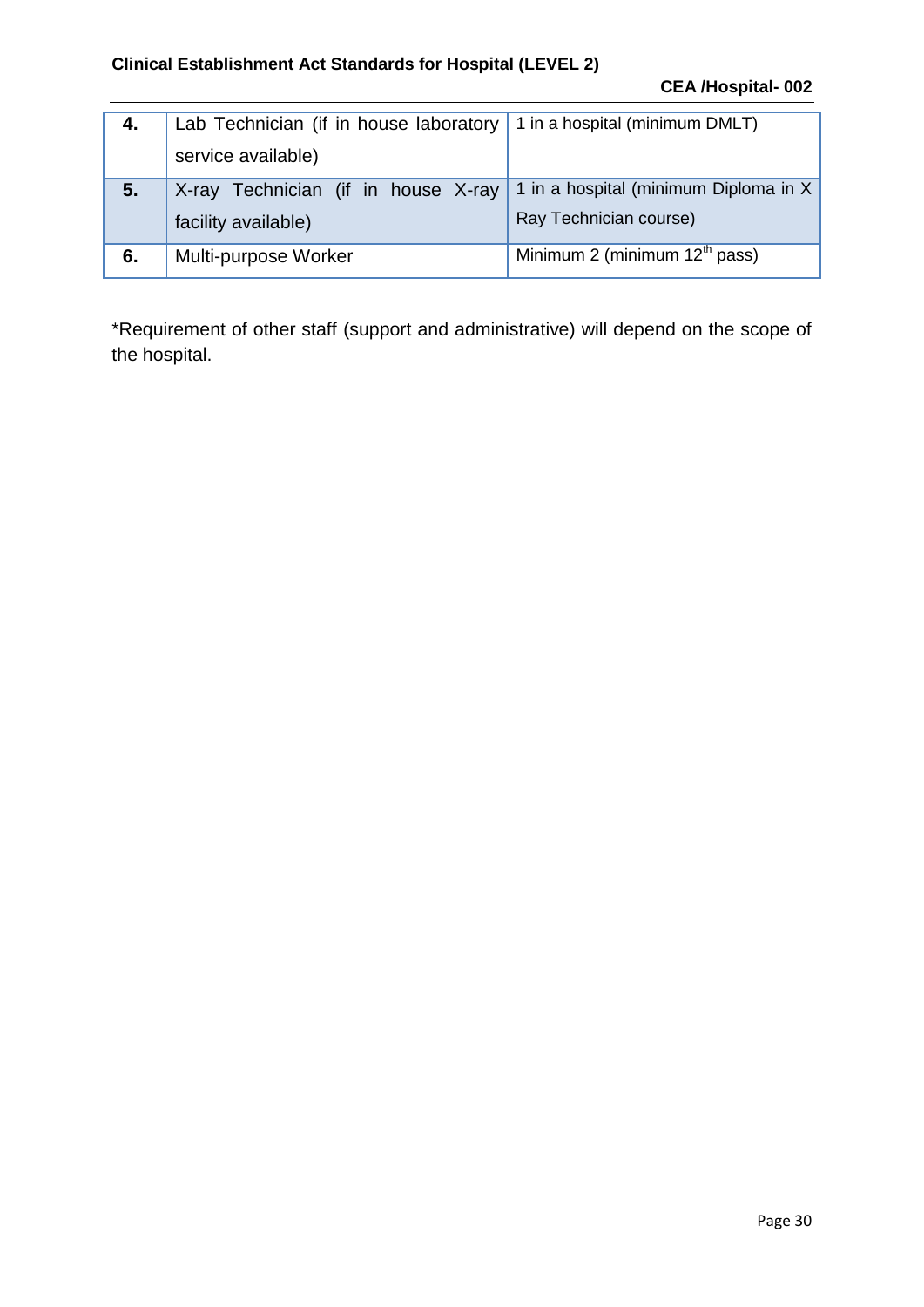| 4. | Lab Technician (if in house laboratory service available) | 1 in a hospital (minimum DMLT) |
|---|---|---|
| 5. | X-ray Technician (if in house X-ray facility available) | 1 in a hospital (minimum Diploma in X Ray Technician course) |
| 6. | Multi-purpose Worker | Minimum 2 (minimum 12th pass) |

*Requirement of other staff (support and administrative) will depend on the scope of the hospital.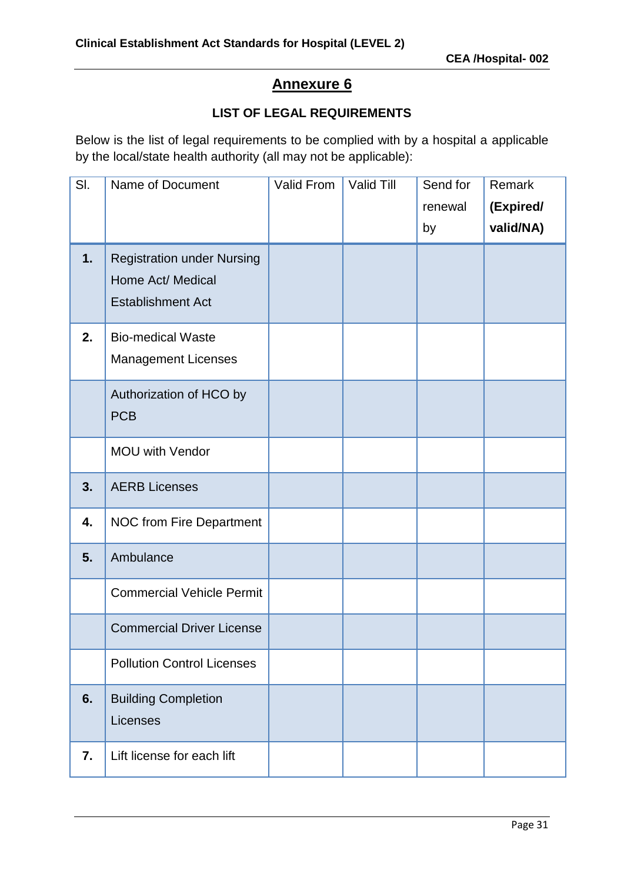## Annexure 6

### LIST OF LEGAL REQUIREMENTS

Below is the list of legal requirements to be complied with by a hospital a applicable by the local/state health authority (all may not be applicable):

| Sl. | Name of Document | Valid From | Valid Till | Send for renewal by | Remark **(Expired/ valid/NA)** |
|---|---|---|---|---|---|
| **1.** | Registration under Nursing Home Act/ Medical Establishment Act | | | | |
| **2.** | Bio-medical Waste Management Licenses | | | | |
| | Authorization of HCO by PCB | | | | |
| | MOU with Vendor | | | | |
| **3.** | AERB Licenses | | | | |
| **4.** | NOC from Fire Department | | | | |
| **5.** | Ambulance | | | | |
| | Commercial Vehicle Permit | | | | |
| | Commercial Driver License | | | | |
| | Pollution Control Licenses | | | | |
| **6.** | Building Completion Licenses | | | | |
| **7.** | Lift license for each lift | | | | |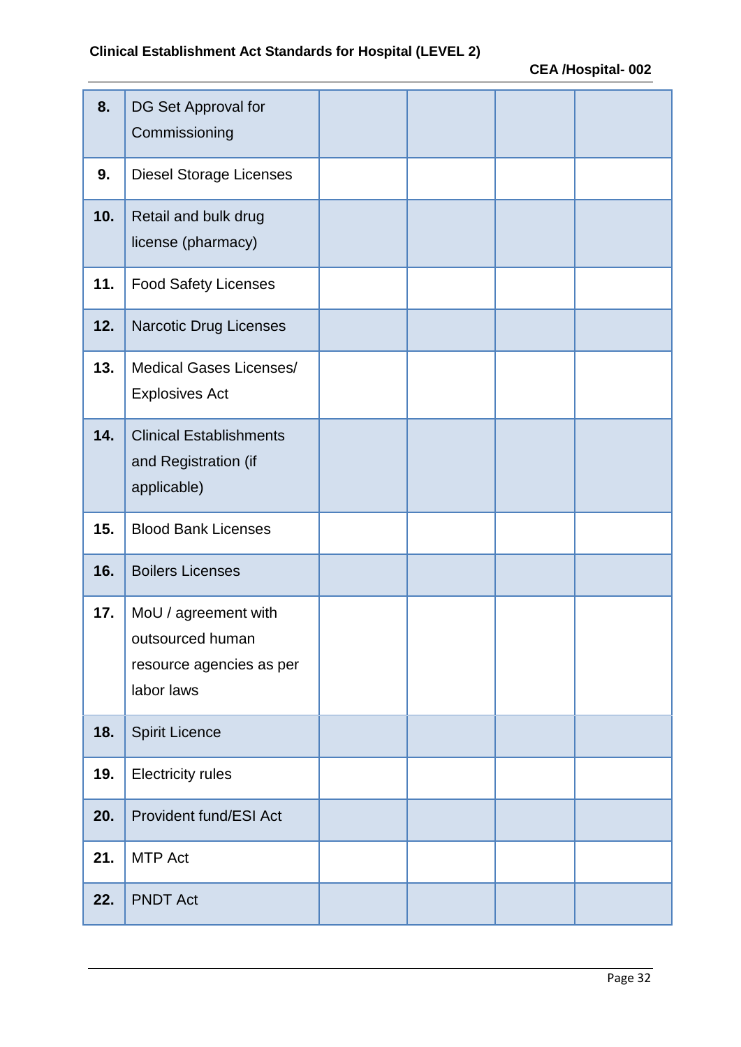| | | | | | |
|---|---|---|---|---|---|
| 8. | DG Set Approval for Commissioning | | | | |
| 9. | Diesel Storage Licenses | | | | |
| 10. | Retail and bulk drug license (pharmacy) | | | | |
| 11. | Food Safety Licenses | | | | |
| 12. | Narcotic Drug Licenses | | | | |
| 13. | Medical Gases Licenses/ Explosives Act | | | | |
| 14. | Clinical Establishments and Registration (if applicable) | | | | |
| 15. | Blood Bank Licenses | | | | |
| 16. | Boilers Licenses | | | | |
| 17. | MoU / agreement with outsourced human resource agencies as per labor laws | | | | |
| 18. | Spirit Licence | | | | |
| 19. | Electricity rules | | | | |
| 20. | Provident fund/ESI Act | | | | |
| 21. | MTP Act | | | | |
| 22. | PNDT Act | | | | |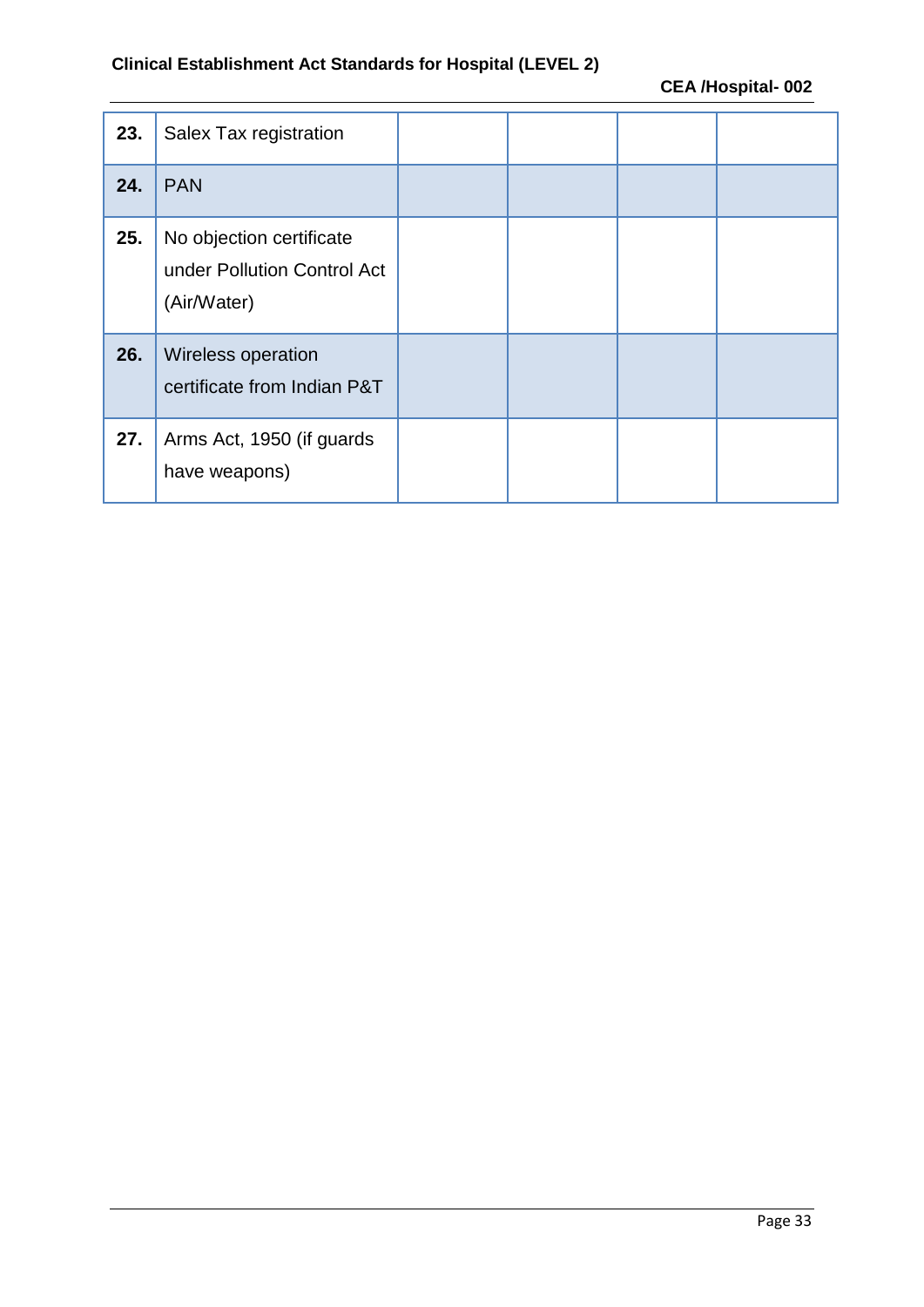| | | | | | |
|---|---|---|---|---|---|
| **23.** | Salex Tax registration | | | | |
| **24.** | PAN | | | | |
| **25.** | No objection certificate under Pollution Control Act (Air/Water) | | | | |
| **26.** | Wireless operation certificate from Indian P&T | | | | |
| **27.** | Arms Act, 1950 (if guards have weapons) | | | | |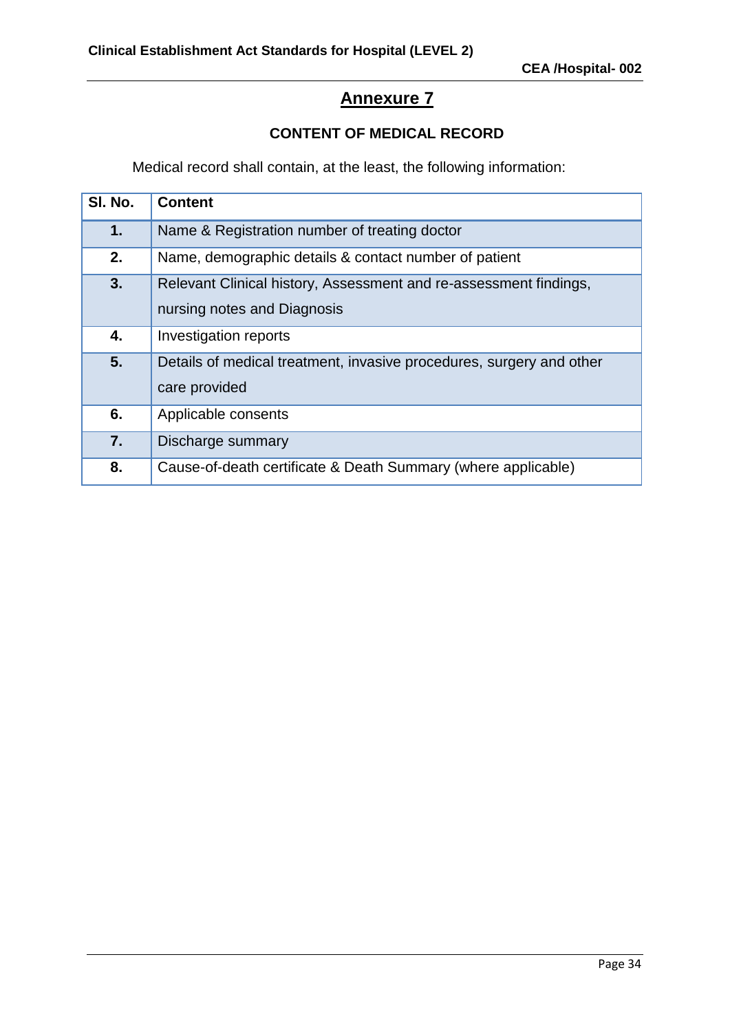# Annexure 7

## CONTENT OF MEDICAL RECORD

Medical record shall contain, at the least, the following information:

| Sl. No. | Content |
|---|---|
| 1. | Name & Registration number of treating doctor |
| 2. | Name, demographic details & contact number of patient |
| 3. | Relevant Clinical history, Assessment and re-assessment findings, nursing notes and Diagnosis |
| 4. | Investigation reports |
| 5. | Details of medical treatment, invasive procedures, surgery and other care provided |
| 6. | Applicable consents |
| 7. | Discharge summary |
| 8. | Cause-of-death certificate & Death Summary (where applicable) |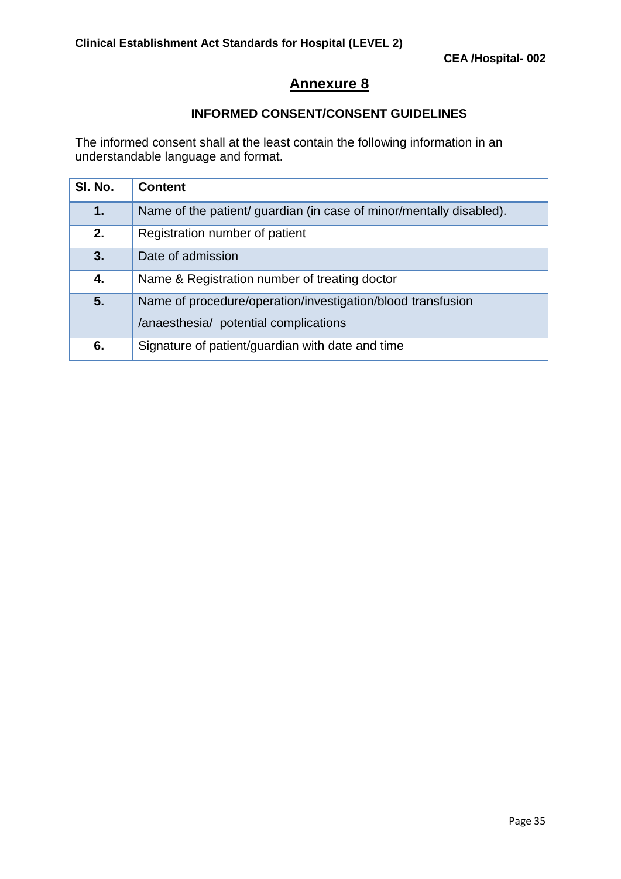# Annexure 8

## INFORMED CONSENT/CONSENT GUIDELINES

The informed consent shall at the least contain the following information in an understandable language and format.

| Sl. No. | Content |
|---|---|
| **1.** | Name of the patient/ guardian (in case of minor/mentally disabled). |
| **2.** | Registration number of patient |
| **3.** | Date of admission |
| **4.** | Name & Registration number of treating doctor |
| **5.** | Name of procedure/operation/investigation/blood transfusion /anaesthesia/ potential complications |
| **6.** | Signature of patient/guardian with date and time |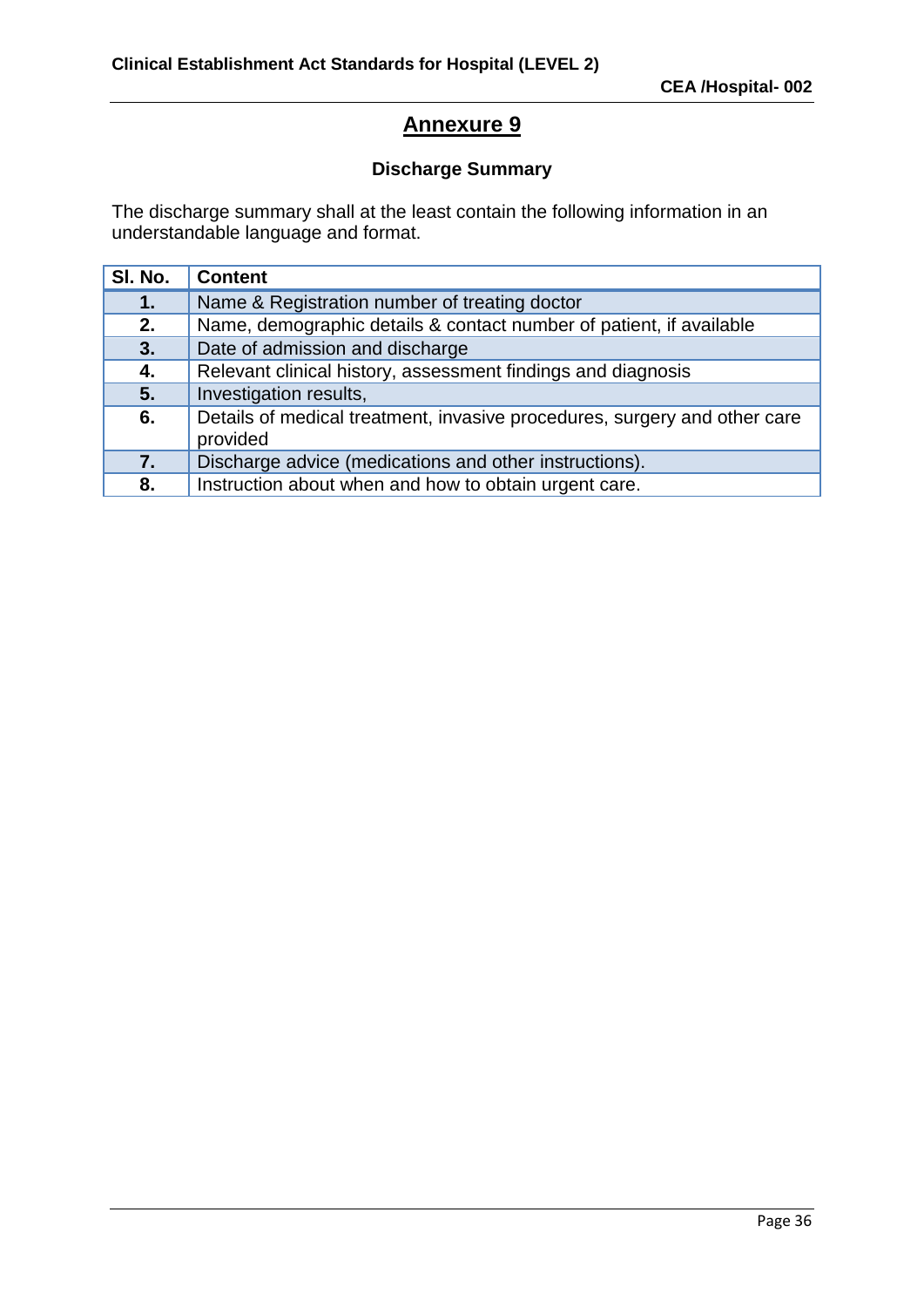# Annexure 9

## Discharge Summary

The discharge summary shall at the least contain the following information in an understandable language and format.

| Sl. No. | Content |
|---|---|
| **1.** | Name & Registration number of treating doctor |
| **2.** | Name, demographic details & contact number of patient, if available |
| **3.** | Date of admission and discharge |
| **4.** | Relevant clinical history, assessment findings and diagnosis |
| **5.** | Investigation results, |
| **6.** | Details of medical treatment, invasive procedures, surgery and other care provided |
| **7.** | Discharge advice (medications and other instructions). |
| **8.** | Instruction about when and how to obtain urgent care. |